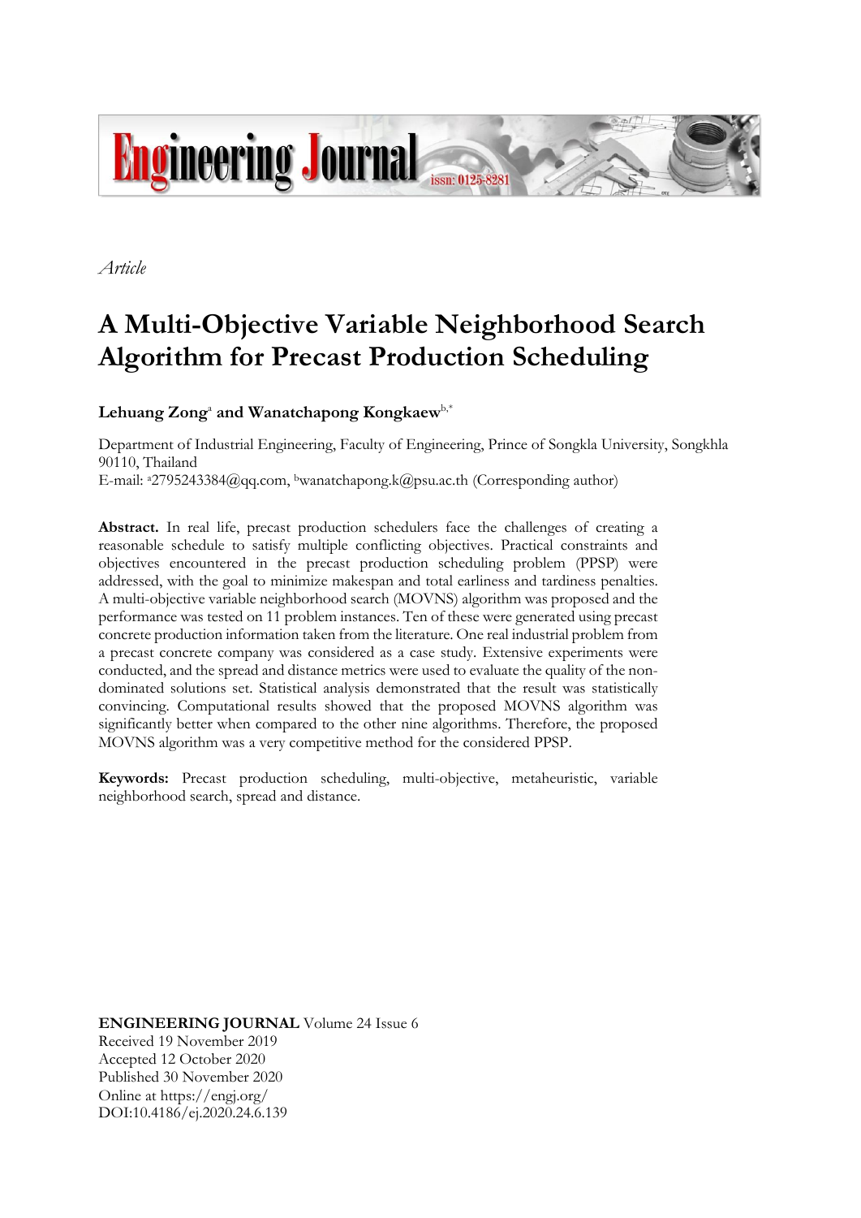*Article*

# A Multi-Objective Variable Neighborhood Search Algorithm for Precast Production Scheduling

**Lehuang Zong**[a] **and Wanatchapong Kongkaew**[b,*]

Department of Industrial Engineering, Faculty of Engineering, Prince of Songkla University, Songkhla 90110, Thailand

E-mail: [a]2795243384@qq.com, [b]wanatchapong.k@psu.ac.th (Corresponding author)

**Abstract.** In real life, precast production schedulers face the challenges of creating a reasonable schedule to satisfy multiple conflicting objectives. Practical constraints and objectives encountered in the precast production scheduling problem (PPSP) were addressed, with the goal to minimize makespan and total earliness and tardiness penalties. A multi-objective variable neighborhood search (MOVNS) algorithm was proposed and the performance was tested on 11 problem instances. Ten of these were generated using precast concrete production information taken from the literature. One real industrial problem from a precast concrete company was considered as a case study. Extensive experiments were conducted, and the spread and distance metrics were used to evaluate the quality of the non-dominated solutions set. Statistical analysis demonstrated that the result was statistically convincing. Computational results showed that the proposed MOVNS algorithm was significantly better when compared to the other nine algorithms. Therefore, the proposed MOVNS algorithm was a very competitive method for the considered PPSP.

**Keywords:** Precast production scheduling, multi-objective, metaheuristic, variable neighborhood search, spread and distance.

**ENGINEERING JOURNAL** Volume 24 Issue 6
Received 19 November 2019
Accepted 12 October 2020
Published 30 November 2020
Online at https://engj.org/
DOI:10.4186/ej.2020.24.6.139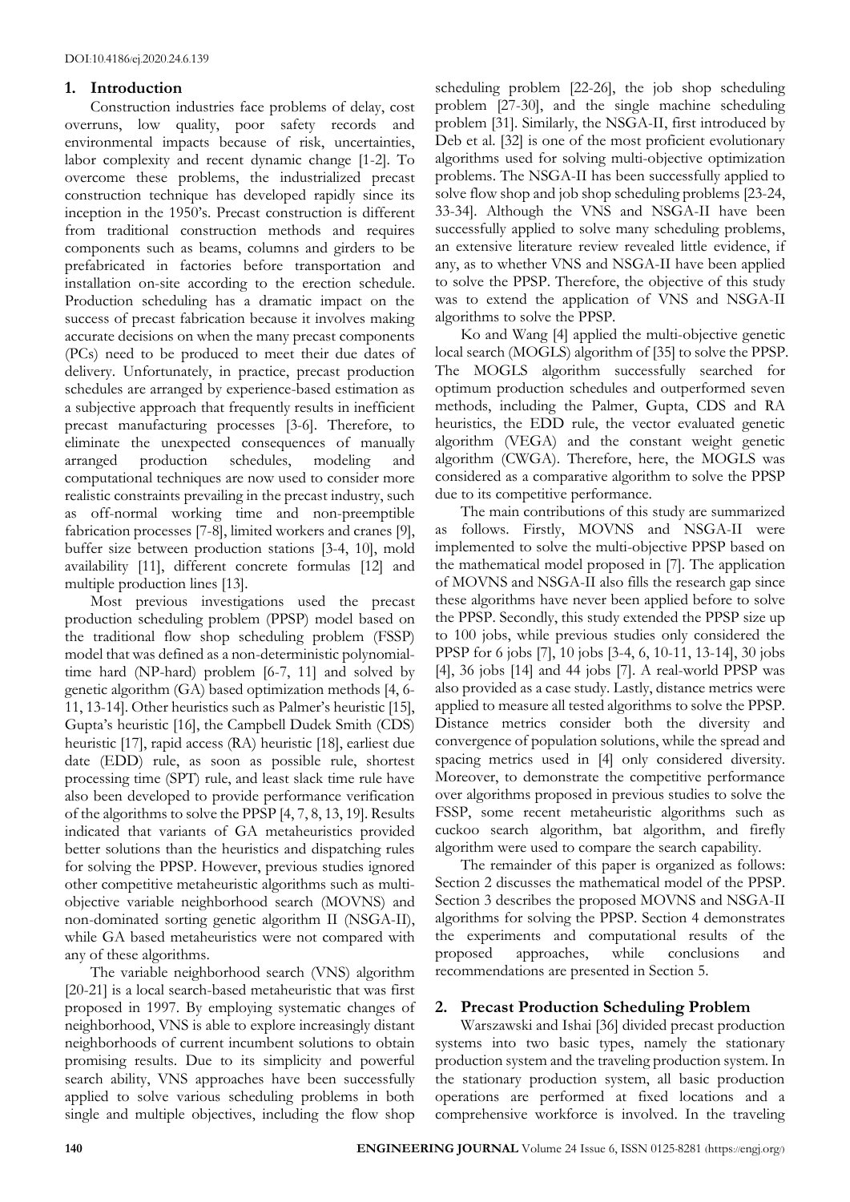## 1. Introduction

Construction industries face problems of delay, cost overruns, low quality, poor safety records and environmental impacts because of risk, uncertainties, labor complexity and recent dynamic change [1-2]. To overcome these problems, the industrialized precast construction technique has developed rapidly since its inception in the 1950's. Precast construction is different from traditional construction methods and requires components such as beams, columns and girders to be prefabricated in factories before transportation and installation on-site according to the erection schedule. Production scheduling has a dramatic impact on the success of precast fabrication because it involves making accurate decisions on when the many precast components (PCs) need to be produced to meet their due dates of delivery. Unfortunately, in practice, precast production schedules are arranged by experience-based estimation as a subjective approach that frequently results in inefficient precast manufacturing processes [3-6]. Therefore, to eliminate the unexpected consequences of manually arranged production schedules, modeling and computational techniques are now used to consider more realistic constraints prevailing in the precast industry, such as off-normal working time and non-preemptible fabrication processes [7-8], limited workers and cranes [9], buffer size between production stations [3-4, 10], mold availability [11], different concrete formulas [12] and multiple production lines [13].

Most previous investigations used the precast production scheduling problem (PPSP) model based on the traditional flow shop scheduling problem (FSSP) model that was defined as a non-deterministic polynomial-time hard (NP-hard) problem [6-7, 11] and solved by genetic algorithm (GA) based optimization methods [4, 6-11, 13-14]. Other heuristics such as Palmer's heuristic [15], Gupta's heuristic [16], the Campbell Dudek Smith (CDS) heuristic [17], rapid access (RA) heuristic [18], earliest due date (EDD) rule, as soon as possible rule, shortest processing time (SPT) rule, and least slack time rule have also been developed to provide performance verification of the algorithms to solve the PPSP [4, 7, 8, 13, 19]. Results indicated that variants of GA metaheuristics provided better solutions than the heuristics and dispatching rules for solving the PPSP. However, previous studies ignored other competitive metaheuristic algorithms such as multi-objective variable neighborhood search (MOVNS) and non-dominated sorting genetic algorithm II (NSGA-II), while GA based metaheuristics were not compared with any of these algorithms.

The variable neighborhood search (VNS) algorithm [20-21] is a local search-based metaheuristic that was first proposed in 1997. By employing systematic changes of neighborhood, VNS is able to explore increasingly distant neighborhoods of current incumbent solutions to obtain promising results. Due to its simplicity and powerful search ability, VNS approaches have been successfully applied to solve various scheduling problems in both single and multiple objectives, including the flow shop scheduling problem [22-26], the job shop scheduling problem [27-30], and the single machine scheduling problem [31]. Similarly, the NSGA-II, first introduced by Deb et al. [32] is one of the most proficient evolutionary algorithms used for solving multi-objective optimization problems. The NSGA-II has been successfully applied to solve flow shop and job shop scheduling problems [23-24, 33-34]. Although the VNS and NSGA-II have been successfully applied to solve many scheduling problems, an extensive literature review revealed little evidence, if any, as to whether VNS and NSGA-II have been applied to solve the PPSP. Therefore, the objective of this study was to extend the application of VNS and NSGA-II algorithms to solve the PPSP.

Ko and Wang [4] applied the multi-objective genetic local search (MOGLS) algorithm of [35] to solve the PPSP. The MOGLS algorithm successfully searched for optimum production schedules and outperformed seven methods, including the Palmer, Gupta, CDS and RA heuristics, the EDD rule, the vector evaluated genetic algorithm (VEGA) and the constant weight genetic algorithm (CWGA). Therefore, here, the MOGLS was considered as a comparative algorithm to solve the PPSP due to its competitive performance.

The main contributions of this study are summarized as follows. Firstly, MOVNS and NSGA-II were implemented to solve the multi-objective PPSP based on the mathematical model proposed in [7]. The application of MOVNS and NSGA-II also fills the research gap since these algorithms have never been applied before to solve the PPSP. Secondly, this study extended the PPSP size up to 100 jobs, while previous studies only considered the PPSP for 6 jobs [7], 10 jobs [3-4, 6, 10-11, 13-14], 30 jobs [4], 36 jobs [14] and 44 jobs [7]. A real-world PPSP was also provided as a case study. Lastly, distance metrics were applied to measure all tested algorithms to solve the PPSP. Distance metrics consider both the diversity and convergence of population solutions, while the spread and spacing metrics used in [4] only considered diversity. Moreover, to demonstrate the competitive performance over algorithms proposed in previous studies to solve the FSSP, some recent metaheuristic algorithms such as cuckoo search algorithm, bat algorithm, and firefly algorithm were used to compare the search capability.

The remainder of this paper is organized as follows: Section 2 discusses the mathematical model of the PPSP. Section 3 describes the proposed MOVNS and NSGA-II algorithms for solving the PPSP. Section 4 demonstrates the experiments and computational results of the proposed approaches, while conclusions and recommendations are presented in Section 5.

## 2. Precast Production Scheduling Problem

Warszawski and Ishai [36] divided precast production systems into two basic types, namely the stationary production system and the traveling production system. In the stationary production system, all basic production operations are performed at fixed locations and a comprehensive workforce is involved. In the traveling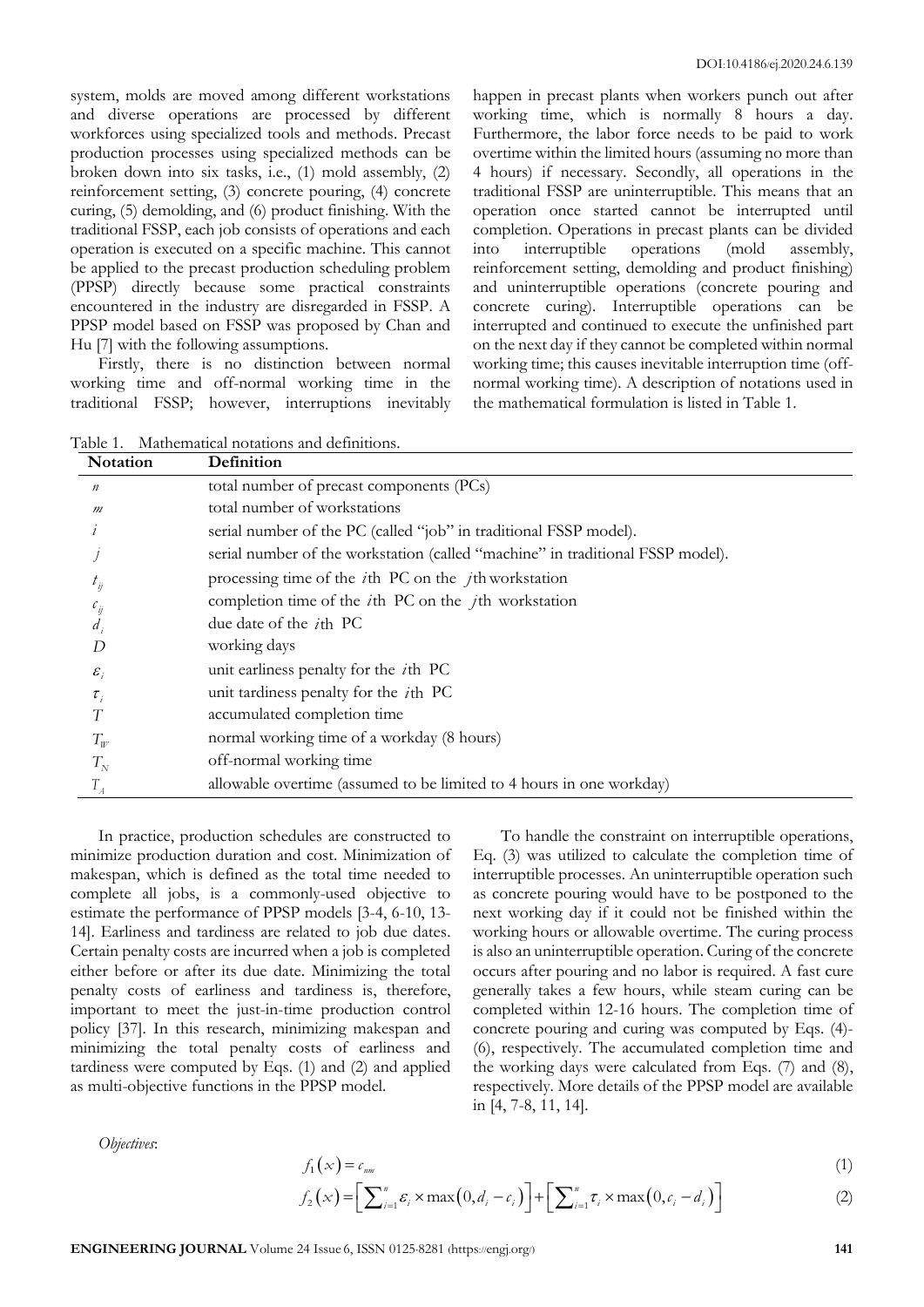system, molds are moved among different workstations and diverse operations are processed by different workforces using specialized tools and methods. Precast production processes using specialized methods can be broken down into six tasks, i.e., (1) mold assembly, (2) reinforcement setting, (3) concrete pouring, (4) concrete curing, (5) demolding, and (6) product finishing. With the traditional FSSP, each job consists of operations and each operation is executed on a specific machine. This cannot be applied to the precast production scheduling problem (PPSP) directly because some practical constraints encountered in the industry are disregarded in FSSP. A PPSP model based on FSSP was proposed by Chan and Hu [7] with the following assumptions.

Firstly, there is no distinction between normal working time and off-normal working time in the traditional FSSP; however, interruptions inevitably happen in precast plants when workers punch out after working time, which is normally 8 hours a day. Furthermore, the labor force needs to be paid to work overtime within the limited hours (assuming no more than 4 hours) if necessary. Secondly, all operations in the traditional FSSP are uninterruptible. This means that an operation once started cannot be interrupted until completion. Operations in precast plants can be divided into interruptible operations (mold assembly, reinforcement setting, demolding and product finishing) and uninterruptible operations (concrete pouring and concrete curing). Interruptible operations can be interrupted and continued to execute the unfinished part on the next day if they cannot be completed within normal working time; this causes inevitable interruption time (off-normal working time). A description of notations used in the mathematical formulation is listed in Table 1.

Table 1. Mathematical notations and definitions.

| Notation | Definition |
|---|---|
| $n$ | total number of precast components (PCs) |
| $m$ | total number of workstations |
| $i$ | serial number of the PC (called "job" in traditional FSSP model). |
| $j$ | serial number of the workstation (called "machine" in traditional FSSP model). |
| $t_{ij}$ | processing time of the $i$th PC on the $j$th workstation |
| $c_{ij}$ | completion time of the $i$th PC on the $j$th workstation |
| $d_i$ | due date of the $i$th PC |
| $D$ | working days |
| $\varepsilon_i$ | unit earliness penalty for the $i$th PC |
| $\tau_i$ | unit tardiness penalty for the $i$th PC |
| $T$ | accumulated completion time |
| $T_W$ | normal working time of a workday (8 hours) |
| $T_N$ | off-normal working time |
| $T_A$ | allowable overtime (assumed to be limited to 4 hours in one workday) |

In practice, production schedules are constructed to minimize production duration and cost. Minimization of makespan, which is defined as the total time needed to complete all jobs, is a commonly-used objective to estimate the performance of PPSP models [3-4, 6-10, 13-14]. Earliness and tardiness are related to job due dates. Certain penalty costs are incurred when a job is completed either before or after its due date. Minimizing the total penalty costs of earliness and tardiness is, therefore, important to meet the just-in-time production control policy [37]. In this research, minimizing makespan and minimizing the total penalty costs of earliness and tardiness were computed by Eqs. (1) and (2) and applied as multi-objective functions in the PPSP model.

To handle the constraint on interruptible operations, Eq. (3) was utilized to calculate the completion time of interruptible processes. An uninterruptible operation such as concrete pouring would have to be postponed to the next working day if it could not be finished within the working hours or allowable overtime. The curing process is also an uninterruptible operation. Curing of the concrete occurs after pouring and no labor is required. A fast cure generally takes a few hours, while steam curing can be completed within 12-16 hours. The completion time of concrete pouring and curing was computed by Eqs. (4)-(6), respectively. The accumulated completion time and the working days were calculated from Eqs. (7) and (8), respectively. More details of the PPSP model are available in [4, 7-8, 11, 14].

*Objectives*:

$$f_1(x) = c_{nm} \tag{1}$$

$$f_2(x) = \left[\sum_{i=1}^{n} \varepsilon_i \times \max(0, d_i - c_i)\right] + \left[\sum_{i=1}^{n} \tau_i \times \max(0, c_i - d_i)\right] \tag{2}$$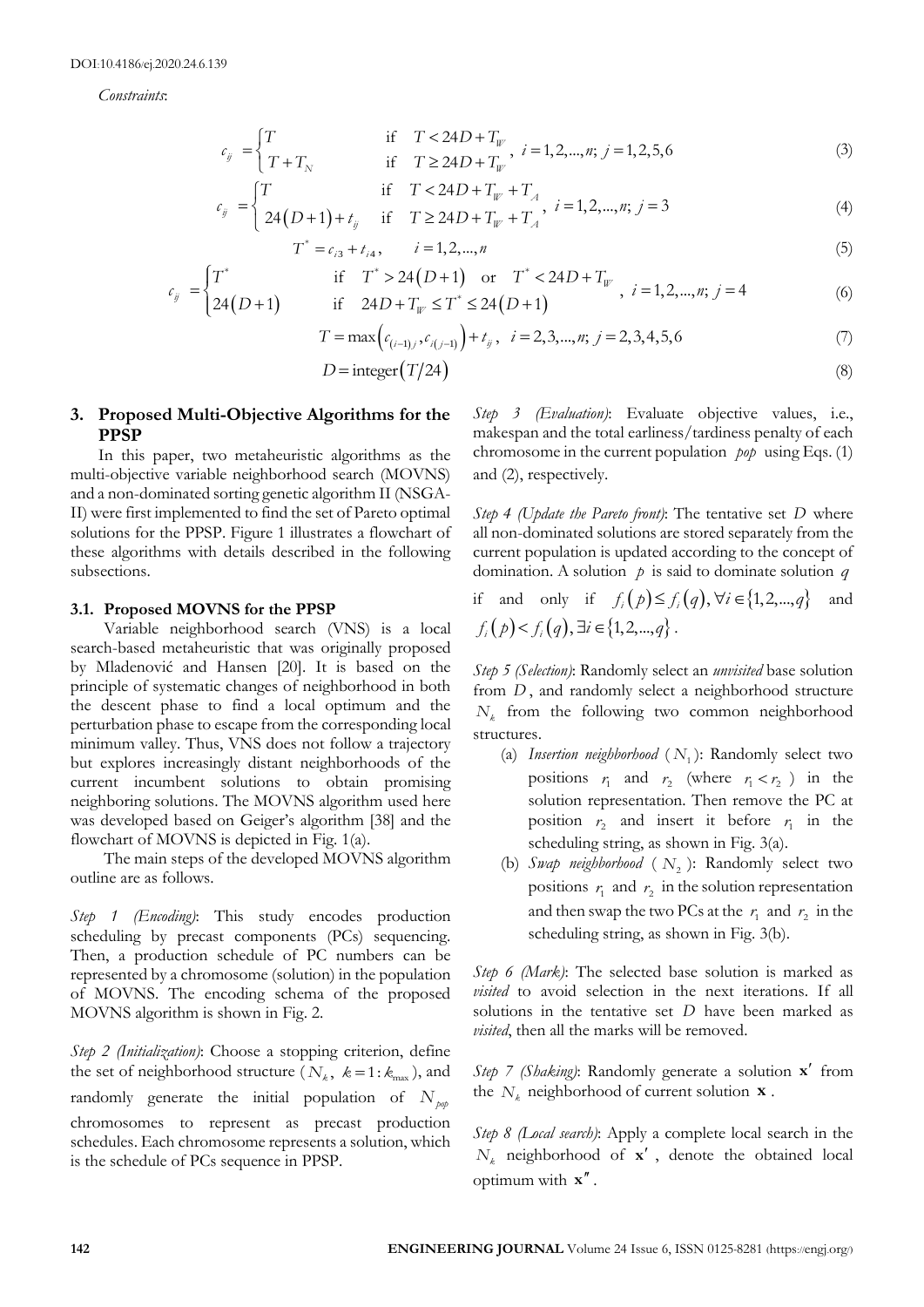*Constraints*:

$$c_{ij} = \begin{cases} T & \text{if} \quad T < 24D + T_W \\ T + T_N & \text{if} \quad T \geq 24D + T_W \end{cases}, \; i = 1,2,...,n; \; j = 1,2,5,6 \tag{3}$$

$$c_{ij} = \begin{cases} T & \text{if} \quad T < 24D + T_W + T_A \\ 24(D+1) + t_{ij} & \text{if} \quad T \geq 24D + T_W + T_A \end{cases}, \; i = 1,2,...,n; \; j = 3 \tag{4}$$

$$T^* = c_{i3} + t_{i4}, \qquad i = 1,2,...,n \tag{5}$$

$$c_{ij} = \begin{cases} T^* & \text{if} \quad T^* > 24(D+1) \quad \text{or} \quad T^* < 24D + T_W \\ 24(D+1) & \text{if} \quad 24D + T_W \leq T^* \leq 24(D+1) \end{cases}, \; i = 1,2,...,n; \; j = 4 \tag{6}$$

$$T = \max\left(c_{(i-1)j}, c_{i(j-1)}\right) + t_{ij}, \; i = 2,3,...,n; \; j = 2,3,4,5,6 \tag{7}$$

$$D = \text{integer}(T/24) \tag{8}$$

## 3. Proposed Multi-Objective Algorithms for the PPSP

In this paper, two metaheuristic algorithms as the multi-objective variable neighborhood search (MOVNS) and a non-dominated sorting genetic algorithm II (NSGA-II) were first implemented to find the set of Pareto optimal solutions for the PPSP. Figure 1 illustrates a flowchart of these algorithms with details described in the following subsections.

### 3.1. Proposed MOVNS for the PPSP

Variable neighborhood search (VNS) is a local search-based metaheuristic that was originally proposed by Mladenović and Hansen [20]. It is based on the principle of systematic changes of neighborhood in both the descent phase to find a local optimum and the perturbation phase to escape from the corresponding local minimum valley. Thus, VNS does not follow a trajectory but explores increasingly distant neighborhoods of the current incumbent solutions to obtain promising neighboring solutions. The MOVNS algorithm used here was developed based on Geiger's algorithm [38] and the flowchart of MOVNS is depicted in Fig. 1(a).

The main steps of the developed MOVNS algorithm outline are as follows.

*Step 1 (Encoding)*: This study encodes production scheduling by precast components (PCs) sequencing. Then, a production schedule of PC numbers can be represented by a chromosome (solution) in the population of MOVNS. The encoding schema of the proposed MOVNS algorithm is shown in Fig. 2.

*Step 2 (Initialization)*: Choose a stopping criterion, define the set of neighborhood structure ($N_k$, $k = 1 : k_{\max}$), and randomly generate the initial population of $N_{pop}$ chromosomes to represent as precast production schedules. Each chromosome represents a solution, which is the schedule of PCs sequence in PPSP.

*Step 3 (Evaluation)*: Evaluate objective values, i.e., makespan and the total earliness/tardiness penalty of each chromosome in the current population $pop$ using Eqs. (1) and (2), respectively.

*Step 4 (Update the Pareto front)*: The tentative set $D$ where all non-dominated solutions are stored separately from the current population is updated according to the concept of domination. A solution $p$ is said to dominate solution $q$ if and only if $f_i(p) \leq f_i(q), \forall i \in \{1,2,...,q\}$ and $f_i(p) < f_i(q), \exists i \in \{1,2,...,q\}$.

*Step 5 (Selection)*: Randomly select an *unvisited* base solution from $D$, and randomly select a neighborhood structure $N_k$ from the following two common neighborhood structures.

(a) *Insertion neighborhood* ($N_1$): Randomly select two positions $r_1$ and $r_2$ (where $r_1 < r_2$) in the solution representation. Then remove the PC at position $r_2$ and insert it before $r_1$ in the scheduling string, as shown in Fig. 3(a).

(b) *Swap neighborhood* ($N_2$): Randomly select two positions $r_1$ and $r_2$ in the solution representation and then swap the two PCs at the $r_1$ and $r_2$ in the scheduling string, as shown in Fig. 3(b).

*Step 6 (Mark)*: The selected base solution is marked as *visited* to avoid selection in the next iterations. If all solutions in the tentative set $D$ have been marked as *visited*, then all the marks will be removed.

*Step 7 (Shaking)*: Randomly generate a solution $\mathbf{x}'$ from the $N_k$ neighborhood of current solution $\mathbf{x}$.

*Step 8 (Local search)*: Apply a complete local search in the $N_k$ neighborhood of $\mathbf{x}'$, denote the obtained local optimum with $\mathbf{x}''$.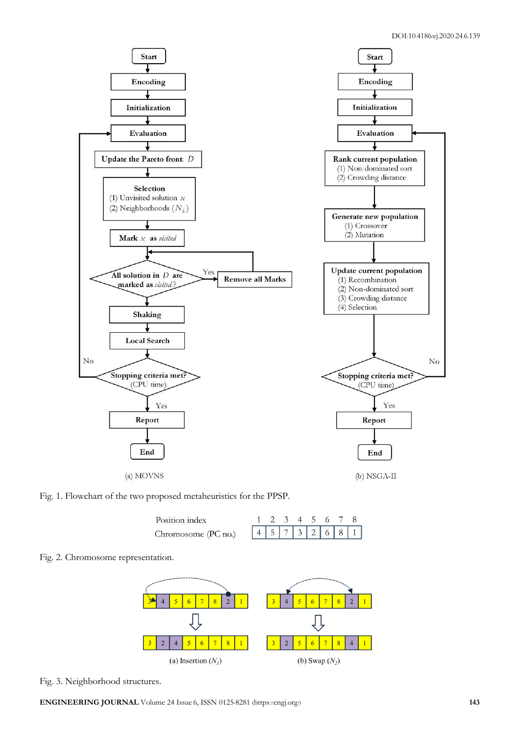Fig. 1. Flowchart of the two proposed metaheuristics for the PPSP.

| Position index | 1 | 2 | 3 | 4 | 5 | 6 | 7 | 8 |
|---|---|---|---|---|---|---|---|---|
| Chromosome (PC no.) | 4 | 5 | 7 | 3 | 2 | 6 | 8 | 1 |

Fig. 2. Chromosome representation.

Fig. 3. Neighborhood structures.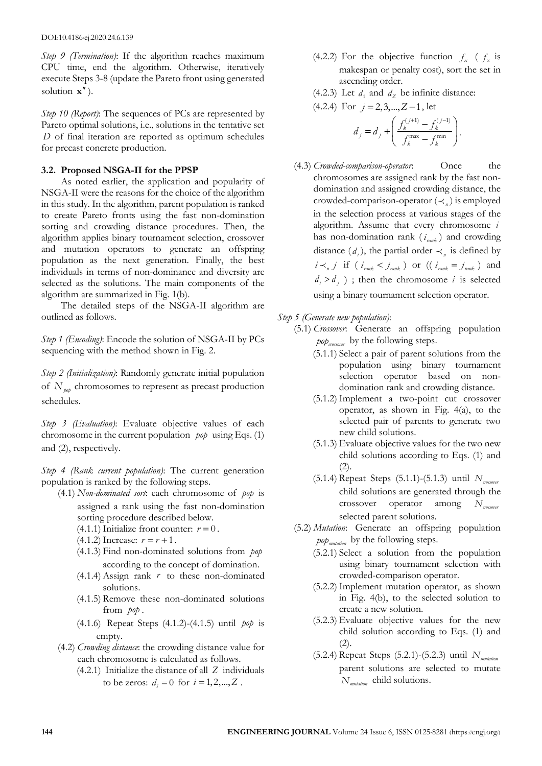*Step 9 (Termination)*: If the algorithm reaches maximum CPU time, end the algorithm. Otherwise, iteratively execute Steps 3-8 (update the Pareto front using generated solution $\mathbf{x}''$).

*Step 10 (Report)*: The sequences of PCs are represented by Pareto optimal solutions, i.e., solutions in the tentative set $D$ of final iteration are reported as optimum schedules for precast concrete production.

### 3.2. Proposed NSGA-II for the PPSP

As noted earlier, the application and popularity of NSGA-II were the reasons for the choice of the algorithm in this study. In the algorithm, parent population is ranked to create Pareto fronts using the fast non-domination sorting and crowding distance procedures. Then, the algorithm applies binary tournament selection, crossover and mutation operators to generate an offspring population as the next generation. Finally, the best individuals in terms of non-dominance and diversity are selected as the solutions. The main components of the algorithm are summarized in Fig. 1(b).

The detailed steps of the NSGA-II algorithm are outlined as follows.

*Step 1 (Encoding)*: Encode the solution of NSGA-II by PCs sequencing with the method shown in Fig. 2.

*Step 2 (Initialization)*: Randomly generate initial population of $N_{pop}$ chromosomes to represent as precast production schedules.

*Step 3 (Evaluation)*: Evaluate objective values of each chromosome in the current population $pop$ using Eqs. (1) and (2), respectively.

*Step 4 (Rank current population)*: The current generation population is ranked by the following steps.

- (4.1) *Non-dominated sort*: each chromosome of $pop$ is assigned a rank using the fast non-domination sorting procedure described below.
  - (4.1.1) Initialize front counter: $r = 0$.
  - (4.1.2) Increase: $r = r + 1$.
  - (4.1.3) Find non-dominated solutions from $pop$ according to the concept of domination.
  - (4.1.4) Assign rank $r$ to these non-dominated solutions.
  - (4.1.5) Remove these non-dominated solutions from $pop$.
  - (4.1.6) Repeat Steps (4.1.2)-(4.1.5) until $pop$ is empty.
- (4.2) *Crowding distance*: the crowding distance value for each chromosome is calculated as follows.
  - (4.2.1) Initialize the distance of all $Z$ individuals to be zeros: $d_i = 0$ for $i = 1, 2, ..., Z$.
  - (4.2.2) For the objective function $f_x$ ($f_x$ is makespan or penalty cost), sort the set in ascending order.
  - (4.2.3) Let $d_1$ and $d_Z$ be infinite distance:
  - (4.2.4) For $j = 2, 3, ..., Z-1$, let

$$d_j = d_j + \left( \frac{f_k^{(j+1)} - f_k^{(j-1)}}{f_k^{\max} - f_k^{\min}} \right).$$

- (4.3) *Crowded-comparison-operator*: Once the chromosomes are assigned rank by the fast non-domination and assigned crowding distance, the crowded-comparison-operator ($\prec_n$) is employed in the selection process at various stages of the algorithm. Assume that every chromosome $i$ has non-domination rank ($i_{rank}$) and crowding distance ($d_i$), the partial order $\prec_n$ is defined by $i \prec_n j$ if ($i_{rank} < j_{rank}$) or (($i_{rank} = j_{rank}$) and $d_i > d_j$) ; then the chromosome $i$ is selected using a binary tournament selection operator.

*Step 5 (Generate new population)*:

- (5.1) *Crossover*: Generate an offspring population $pop_{crossover}$ by the following steps.
  - (5.1.1) Select a pair of parent solutions from the population using binary tournament selection operator based on non-domination rank and crowding distance.
  - (5.1.2) Implement a two-point cut crossover operator, as shown in Fig. 4(a), to the selected pair of parents to generate two new child solutions.
  - (5.1.3) Evaluate objective values for the two new child solutions according to Eqs. (1) and (2).
  - (5.1.4) Repeat Steps (5.1.1)-(5.1.3) until $N_{crossover}$ child solutions are generated through the crossover operator among $N_{crossover}$ selected parent solutions.
- (5.2) *Mutation*: Generate an offspring population $pop_{mutation}$ by the following steps.
  - (5.2.1) Select a solution from the population using binary tournament selection with crowded-comparison operator.
  - (5.2.2) Implement mutation operator, as shown in Fig. 4(b), to the selected solution to create a new solution.
  - (5.2.3) Evaluate objective values for the new child solution according to Eqs. (1) and (2).
  - (5.2.4) Repeat Steps (5.2.1)-(5.2.3) until $N_{mutation}$ parent solutions are selected to mutate $N_{mutation}$ child solutions.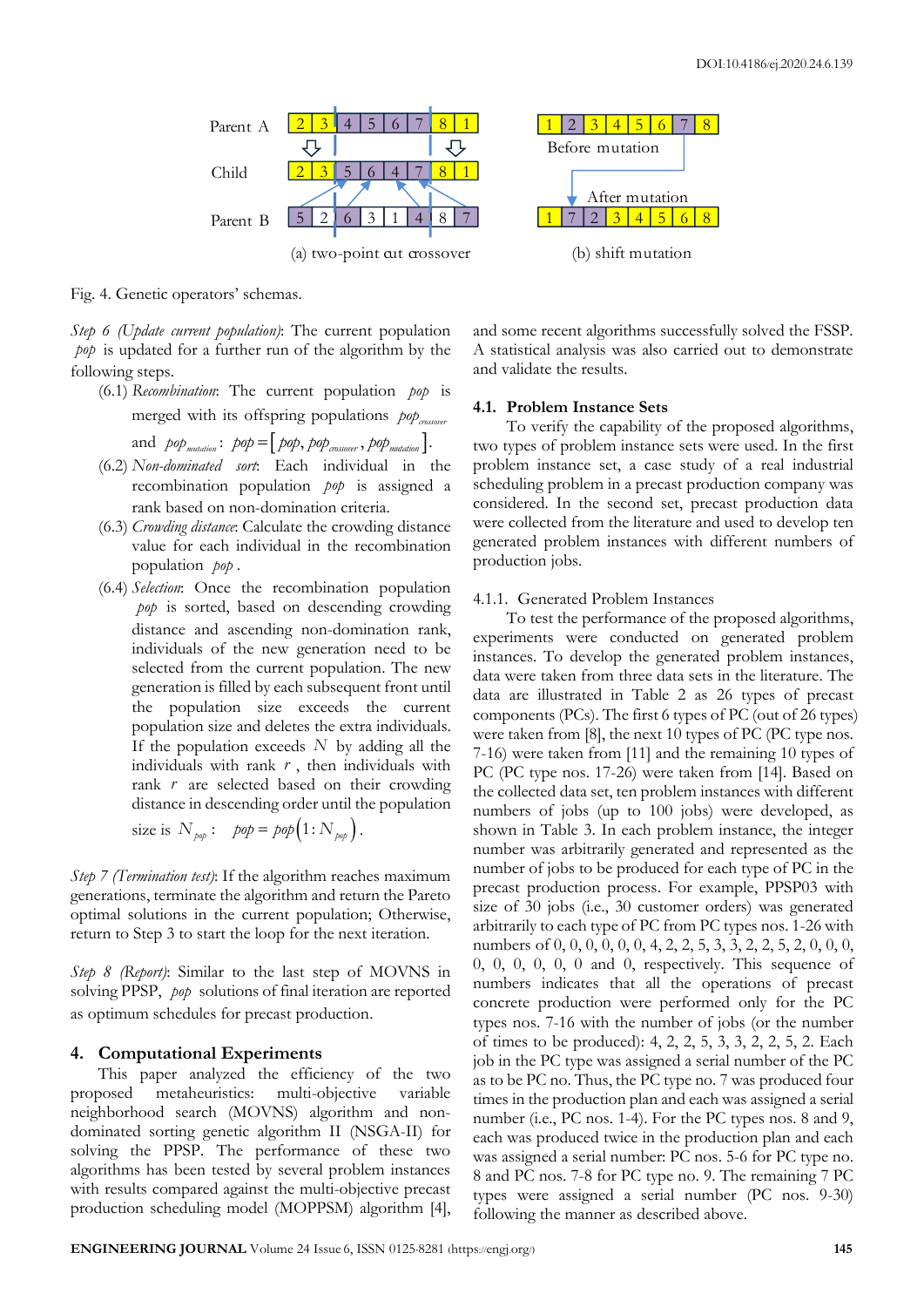Parent A: 2 3 4 5 6 7 8 1

Child: 2 3 5 6 4 7 8 1

Parent B: 5 2 6 3 1 4 8 7

(a) two-point cut crossover

Before mutation: 1 2 3 4 5 6 7 8

After mutation: 1 7 2 3 4 5 6 8

(b) shift mutation

Fig. 4. Genetic operators' schemas.

*Step 6 (Update current population)*: The current population $pop$ is updated for a further run of the algorithm by the following steps.

(6.1) *Recombination*: The current population $pop$ is merged with its offspring populations $pop_{crossover}$ and $pop_{mutation}$: $pop = [pop, pop_{crossover}, pop_{mutation}]$.

(6.2) *Non-dominated sort*: Each individual in the recombination population $pop$ is assigned a rank based on non-domination criteria.

(6.3) *Crowding distance*: Calculate the crowding distance value for each individual in the recombination population $pop$.

(6.4) *Selection*: Once the recombination population $pop$ is sorted, based on descending crowding distance and ascending non-domination rank, individuals of the new generation need to be selected from the current population. The new generation is filled by each subsequent front until the population size exceeds the current population size and deletes the extra individuals. If the population exceeds $N$ by adding all the individuals with rank $r$, then individuals with rank $r$ are selected based on their crowding distance in descending order until the population size is $N_{pop}$: $pop = pop(1 : N_{pop})$.

*Step 7 (Termination test)*: If the algorithm reaches maximum generations, terminate the algorithm and return the Pareto optimal solutions in the current population; Otherwise, return to Step 3 to start the loop for the next iteration.

*Step 8 (Report)*: Similar to the last step of MOVNS in solving PPSP, $pop$ solutions of final iteration are reported as optimum schedules for precast production.

## 4. Computational Experiments

This paper analyzed the efficiency of the two proposed metaheuristics: multi-objective variable neighborhood search (MOVNS) algorithm and non-dominated sorting genetic algorithm II (NSGA-II) for solving the PPSP. The performance of these two algorithms has been tested by several problem instances with results compared against the multi-objective precast production scheduling model (MOPPSM) algorithm [4], and some recent algorithms successfully solved the FSSP. A statistical analysis was also carried out to demonstrate and validate the results.

### 4.1. Problem Instance Sets

To verify the capability of the proposed algorithms, two types of problem instance sets were used. In the first problem instance set, a case study of a real industrial scheduling problem in a precast production company was considered. In the second set, precast production data were collected from the literature and used to develop ten generated problem instances with different numbers of production jobs.

#### 4.1.1. Generated Problem Instances

To test the performance of the proposed algorithms, experiments were conducted on generated problem instances. To develop the generated problem instances, data were taken from three data sets in the literature. The data are illustrated in Table 2 as 26 types of precast components (PCs). The first 6 types of PC (out of 26 types) were taken from [8], the next 10 types of PC (PC type nos. 7-16) were taken from [11] and the remaining 10 types of PC (PC type nos. 17-26) were taken from [14]. Based on the collected data set, ten problem instances with different numbers of jobs (up to 100 jobs) were developed, as shown in Table 3. In each problem instance, the integer number was arbitrarily generated and represented as the number of jobs to be produced for each type of PC in the precast production process. For example, PPSP03 with size of 30 jobs (i.e., 30 customer orders) was generated arbitrarily to each type of PC from PC types nos. 1-26 with numbers of 0, 0, 0, 0, 0, 0, 4, 2, 2, 5, 3, 3, 2, 2, 5, 2, 0, 0, 0, 0, 0, 0, 0, 0, 0 and 0, respectively. This sequence of numbers indicates that all the operations of precast concrete production were performed only for the PC types nos. 7-16 with the number of jobs (or the number of times to be produced): 4, 2, 2, 5, 3, 3, 2, 2, 5, 2. Each job in the PC type was assigned a serial number of the PC as to be PC no. Thus, the PC type no. 7 was produced four times in the production plan and each was assigned a serial number (i.e., PC nos. 1-4). For the PC types nos. 8 and 9, each was produced twice in the production plan and each was assigned a serial number: PC nos. 5-6 for PC type no. 8 and PC nos. 7-8 for PC type no. 9. The remaining 7 PC types were assigned a serial number (PC nos. 9-30) following the manner as described above.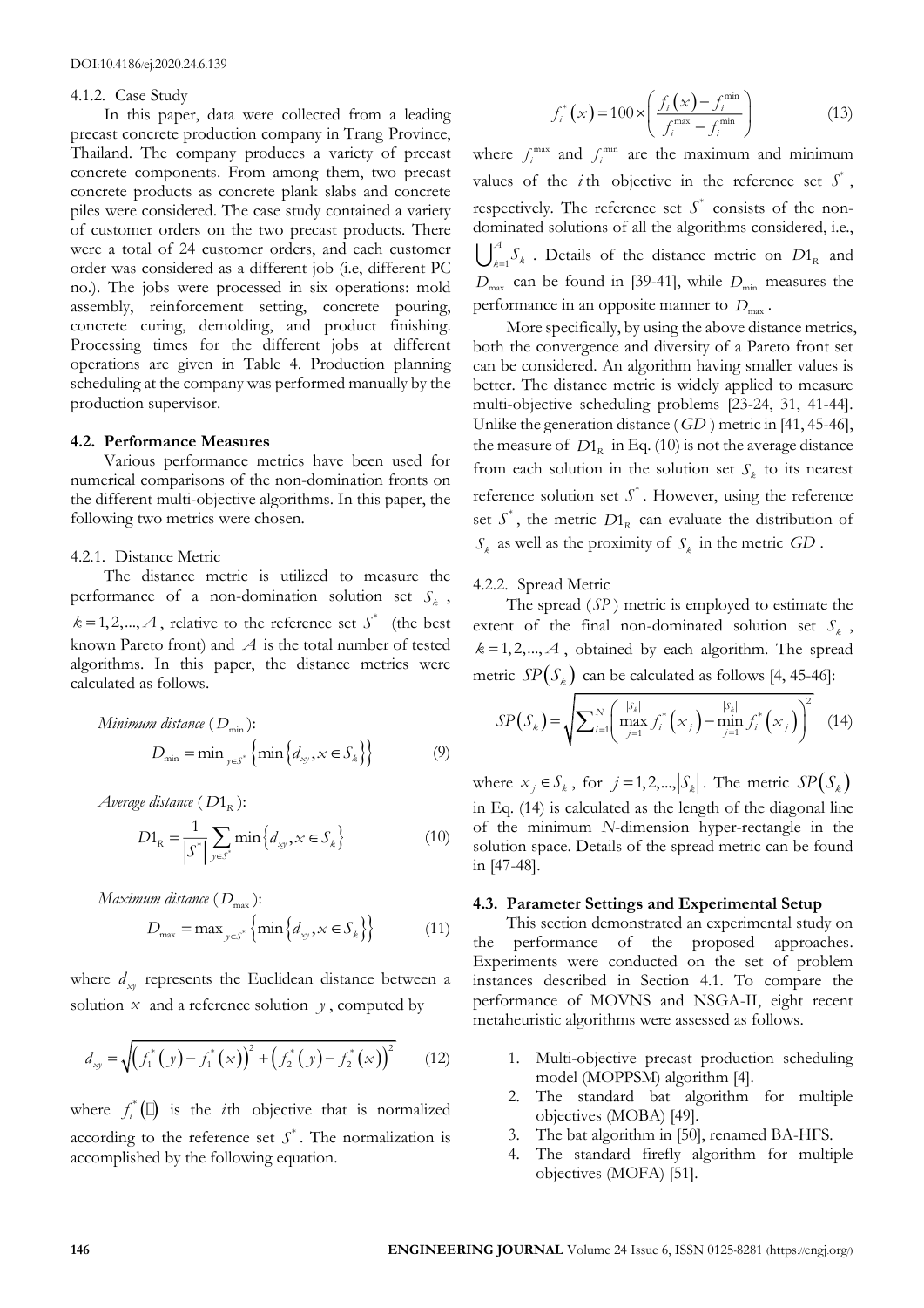#### 4.1.2. Case Study

In this paper, data were collected from a leading precast concrete production company in Trang Province, Thailand. The company produces a variety of precast concrete components. From among them, two precast concrete products as concrete plank slabs and concrete piles were considered. The case study contained a variety of customer orders on the two precast products. There were a total of 24 customer orders, and each customer order was considered as a different job (i.e, different PC no.). The jobs were processed in six operations: mold assembly, reinforcement setting, concrete pouring, concrete curing, demolding, and product finishing. Processing times for the different jobs at different operations are given in Table 4. Production planning scheduling at the company was performed manually by the production supervisor.

### 4.2. Performance Measures

Various performance metrics have been used for numerical comparisons of the non-domination fronts on the different multi-objective algorithms. In this paper, the following two metrics were chosen.

#### 4.2.1. Distance Metric

The distance metric is utilized to measure the performance of a non-domination solution set $S_k$, $k = 1, 2, ..., A$, relative to the reference set $S^*$ (the best known Pareto front) and $A$ is the total number of tested algorithms. In this paper, the distance metrics were calculated as follows.

*Minimum distance* ($D_{\min}$):

$$D_{\min} = \min_{y \in S^*} \left\{ \min \left\{ d_{xy}, x \in S_k \right\} \right\} \tag{9}$$

*Average distance* ($D1_{\mathrm{R}}$):

$$D1_{\mathrm{R}} = \frac{1}{\left|S^*\right|} \sum_{y \in S^*} \min \left\{ d_{xy}, x \in S_k \right\} \tag{10}$$

*Maximum distance* ($D_{\max}$):

$$D_{\max} = \max_{y \in S^*} \left\{ \min \left\{ d_{xy}, x \in S_k \right\} \right\} \tag{11}$$

where $d_{xy}$ represents the Euclidean distance between a solution $x$ and a reference solution $y$, computed by

$$d_{xy} = \sqrt{\left(f_1^*(y) - f_1^*(x)\right)^2 + \left(f_2^*(y) - f_2^*(x)\right)^2} \tag{12}$$

where $f_i^*(\cdot)$ is the $i$th objective that is normalized according to the reference set $S^*$. The normalization is accomplished by the following equation.

$$f_i^*(x) = 100 \times \left( \frac{f_i(x) - f_i^{\min}}{f_i^{\max} - f_i^{\min}} \right) \tag{13}$$

where $f_i^{\max}$ and $f_i^{\min}$ are the maximum and minimum values of the $i$th objective in the reference set $S^*$, respectively. The reference set $S^*$ consists of the non-dominated solutions of all the algorithms considered, i.e., $\bigcup_{k=1}^{A} S_k$. Details of the distance metric on $D1_{\mathrm{R}}$ and $D_{\max}$ can be found in [39-41], while $D_{\min}$ measures the performance in an opposite manner to $D_{\max}$.

More specifically, by using the above distance metrics, both the convergence and diversity of a Pareto front set can be considered. An algorithm having smaller values is better. The distance metric is widely applied to measure multi-objective scheduling problems [23-24, 31, 41-44]. Unlike the generation distance ($GD$) metric in [41, 45-46], the measure of $D1_{\mathrm{R}}$ in Eq. (10) is not the average distance from each solution in the solution set $S_k$ to its nearest reference solution set $S^*$. However, using the reference set $S^*$, the metric $D1_{\mathrm{R}}$ can evaluate the distribution of $S_k$ as well as the proximity of $S_k$ in the metric $GD$.

#### 4.2.2. Spread Metric

The spread ($SP$) metric is employed to estimate the extent of the final non-dominated solution set $S_k$, $k = 1, 2, ..., A$, obtained by each algorithm. The spread metric $SP(S_k)$ can be calculated as follows [4, 45-46]:

$$SP(S_k) = \sqrt{\sum_{i=1}^{N} \left( \max_{j=1}^{|S_k|} f_i^*(x_j) - \min_{j=1}^{|S_k|} f_i^*(x_j) \right)^2} \tag{14}$$

where $x_j \in S_k$, for $j = 1, 2, ..., |S_k|$. The metric $SP(S_k)$ in Eq. (14) is calculated as the length of the diagonal line of the minimum $N$-dimension hyper-rectangle in the solution space. Details of the spread metric can be found in [47-48].

### 4.3. Parameter Settings and Experimental Setup

This section demonstrated an experimental study on the performance of the proposed approaches. Experiments were conducted on the set of problem instances described in Section 4.1. To compare the performance of MOVNS and NSGA-II, eight recent metaheuristic algorithms were assessed as follows.

1. Multi-objective precast production scheduling model (MOPPSM) algorithm [4].
2. The standard bat algorithm for multiple objectives (MOBA) [49].
3. The bat algorithm in [50], renamed BA-HFS.
4. The standard firefly algorithm for multiple objectives (MOFA) [51].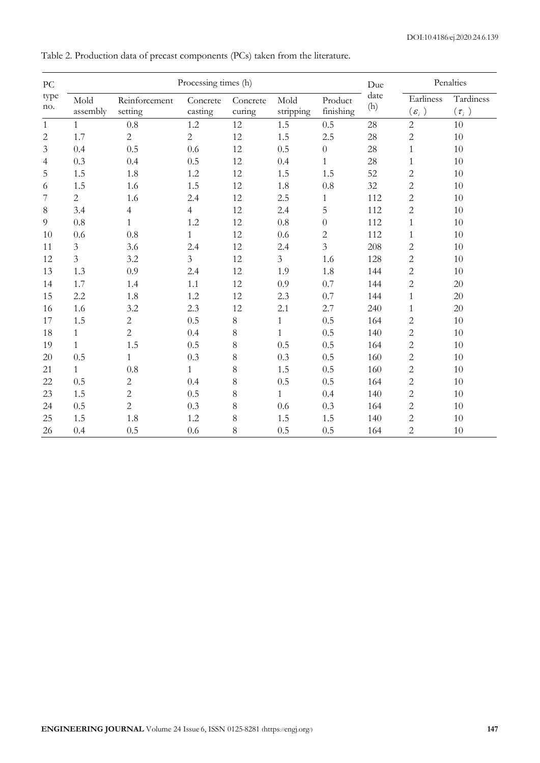Table 2. Production data of precast components (PCs) taken from the literature.

| PC type no. | Processing times (h) | | | | | | Due date (h) | Penalties | |
|---|---|---|---|---|---|---|---|---|---|
| | Mold assembly | Reinforcement setting | Concrete casting | Concrete curing | Mold stripping | Product finishing | | Earliness ($\varepsilon_i$) | Tardiness ($\tau_i$) |
| 1 | 1 | 0.8 | 1.2 | 12 | 1.5 | 0.5 | 28 | 2 | 10 |
| 2 | 1.7 | 2 | 2 | 12 | 1.5 | 2.5 | 28 | 2 | 10 |
| 3 | 0.4 | 0.5 | 0.6 | 12 | 0.5 | 0 | 28 | 1 | 10 |
| 4 | 0.3 | 0.4 | 0.5 | 12 | 0.4 | 1 | 28 | 1 | 10 |
| 5 | 1.5 | 1.8 | 1.2 | 12 | 1.5 | 1.5 | 52 | 2 | 10 |
| 6 | 1.5 | 1.6 | 1.5 | 12 | 1.8 | 0.8 | 32 | 2 | 10 |
| 7 | 2 | 1.6 | 2.4 | 12 | 2.5 | 1 | 112 | 2 | 10 |
| 8 | 3.4 | 4 | 4 | 12 | 2.4 | 5 | 112 | 2 | 10 |
| 9 | 0.8 | 1 | 1.2 | 12 | 0.8 | 0 | 112 | 1 | 10 |
| 10 | 0.6 | 0.8 | 1 | 12 | 0.6 | 2 | 112 | 1 | 10 |
| 11 | 3 | 3.6 | 2.4 | 12 | 2.4 | 3 | 208 | 2 | 10 |
| 12 | 3 | 3.2 | 3 | 12 | 3 | 1.6 | 128 | 2 | 10 |
| 13 | 1.3 | 0.9 | 2.4 | 12 | 1.9 | 1.8 | 144 | 2 | 10 |
| 14 | 1.7 | 1.4 | 1.1 | 12 | 0.9 | 0.7 | 144 | 2 | 20 |
| 15 | 2.2 | 1.8 | 1.2 | 12 | 2.3 | 0.7 | 144 | 1 | 20 |
| 16 | 1.6 | 3.2 | 2.3 | 12 | 2.1 | 2.7 | 240 | 1 | 20 |
| 17 | 1.5 | 2 | 0.5 | 8 | 1 | 0.5 | 164 | 2 | 10 |
| 18 | 1 | 2 | 0.4 | 8 | 1 | 0.5 | 140 | 2 | 10 |
| 19 | 1 | 1.5 | 0.5 | 8 | 0.5 | 0.5 | 164 | 2 | 10 |
| 20 | 0.5 | 1 | 0.3 | 8 | 0.3 | 0.5 | 160 | 2 | 10 |
| 21 | 1 | 0.8 | 1 | 8 | 1.5 | 0.5 | 160 | 2 | 10 |
| 22 | 0.5 | 2 | 0.4 | 8 | 0.5 | 0.5 | 164 | 2 | 10 |
| 23 | 1.5 | 2 | 0.5 | 8 | 1 | 0.4 | 140 | 2 | 10 |
| 24 | 0.5 | 2 | 0.3 | 8 | 0.6 | 0.3 | 164 | 2 | 10 |
| 25 | 1.5 | 1.8 | 1.2 | 8 | 1.5 | 1.5 | 140 | 2 | 10 |
| 26 | 0.4 | 0.5 | 0.6 | 8 | 0.5 | 0.5 | 164 | 2 | 10 |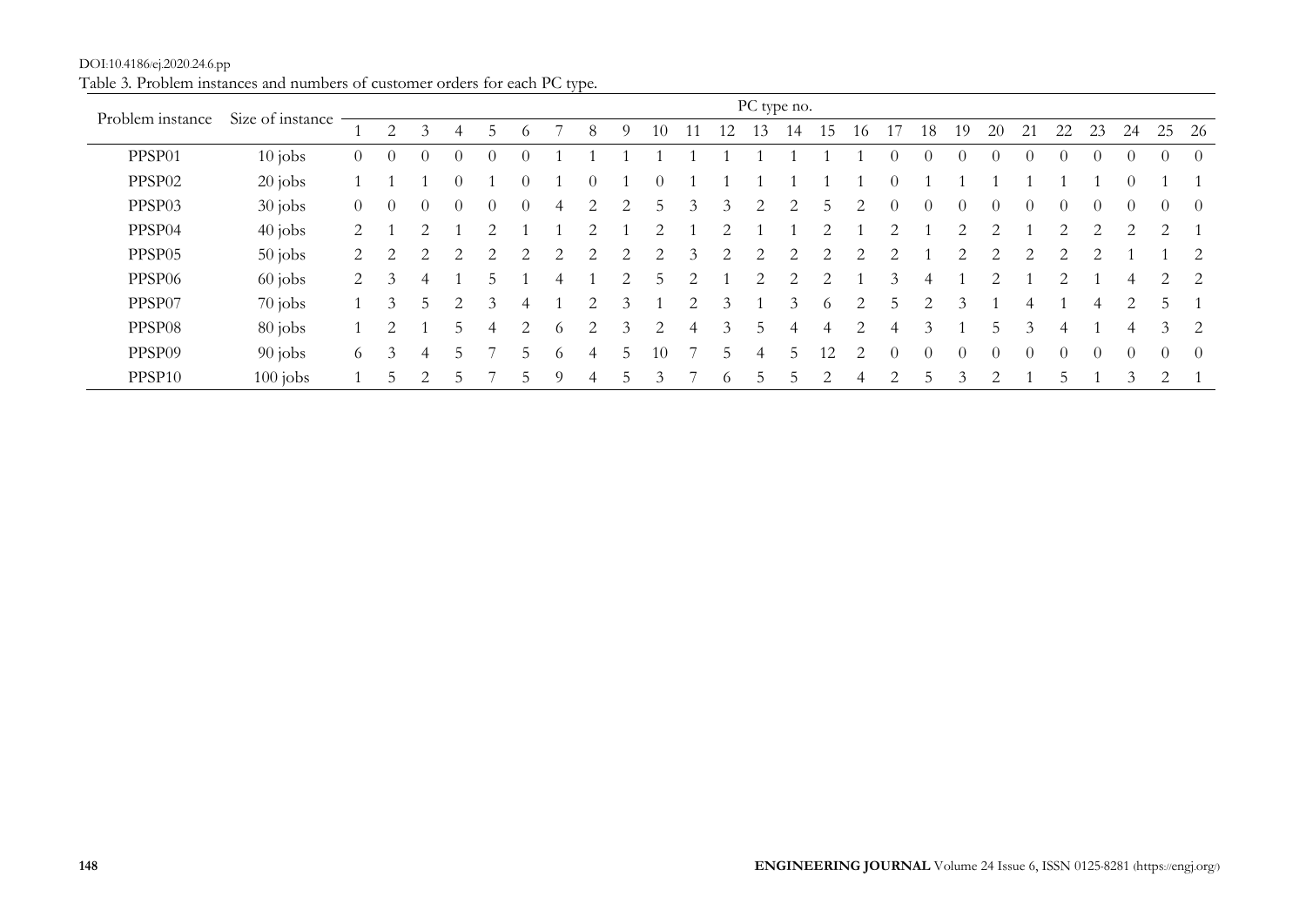Table 3. Problem instances and numbers of customer orders for each PC type.

| Problem instance | Size of instance | PC type no. | | | | | | | | | | | | | | | | | | | | | | | | | |
|---|---|---|---|---|---|---|---|---|---|---|---|---|---|---|---|---|---|---|---|---|---|---|---|---|---|---|---|
| | | 1 | 2 | 3 | 4 | 5 | 6 | 7 | 8 | 9 | 10 | 11 | 12 | 13 | 14 | 15 | 16 | 17 | 18 | 19 | 20 | 21 | 22 | 23 | 24 | 25 | 26 |
| PPSP01 | 10 jobs | 0 | 0 | 0 | 0 | 0 | 0 | 1 | 1 | 1 | 1 | 1 | 1 | 1 | 1 | 1 | 1 | 0 | 0 | 0 | 0 | 0 | 0 | 0 | 0 | 0 | 0 |
| PPSP02 | 20 jobs | 1 | 1 | 1 | 0 | 1 | 0 | 1 | 0 | 1 | 0 | 1 | 1 | 1 | 1 | 1 | 1 | 0 | 1 | 1 | 1 | 1 | 1 | 1 | 0 | 1 | 1 |
| PPSP03 | 30 jobs | 0 | 0 | 0 | 0 | 0 | 0 | 4 | 2 | 2 | 5 | 3 | 3 | 2 | 2 | 5 | 2 | 0 | 0 | 0 | 0 | 0 | 0 | 0 | 0 | 0 | 0 |
| PPSP04 | 40 jobs | 2 | 1 | 2 | 1 | 2 | 1 | 1 | 2 | 1 | 2 | 1 | 2 | 1 | 1 | 2 | 1 | 2 | 1 | 2 | 2 | 1 | 2 | 2 | 2 | 2 | 1 |
| PPSP05 | 50 jobs | 2 | 2 | 2 | 2 | 2 | 2 | 2 | 2 | 2 | 2 | 3 | 2 | 2 | 2 | 2 | 2 | 2 | 1 | 2 | 2 | 2 | 2 | 2 | 1 | 1 | 2 |
| PPSP06 | 60 jobs | 2 | 3 | 4 | 1 | 5 | 1 | 4 | 1 | 2 | 5 | 2 | 1 | 2 | 2 | 2 | 1 | 3 | 4 | 1 | 2 | 1 | 2 | 1 | 4 | 2 | 2 |
| PPSP07 | 70 jobs | 1 | 3 | 5 | 2 | 3 | 4 | 1 | 2 | 3 | 1 | 2 | 3 | 1 | 3 | 6 | 2 | 5 | 2 | 3 | 1 | 4 | 1 | 4 | 2 | 5 | 1 |
| PPSP08 | 80 jobs | 1 | 2 | 1 | 5 | 4 | 2 | 6 | 2 | 3 | 2 | 4 | 3 | 5 | 4 | 4 | 2 | 4 | 3 | 1 | 5 | 3 | 4 | 1 | 4 | 3 | 2 |
| PPSP09 | 90 jobs | 6 | 3 | 4 | 5 | 7 | 5 | 6 | 4 | 5 | 10 | 7 | 5 | 4 | 5 | 12 | 2 | 0 | 0 | 0 | 0 | 0 | 0 | 0 | 0 | 0 | 0 |
| PPSP10 | 100 jobs | 1 | 5 | 2 | 5 | 7 | 5 | 9 | 4 | 5 | 3 | 7 | 6 | 5 | 5 | 2 | 4 | 2 | 5 | 3 | 2 | 1 | 5 | 1 | 3 | 2 | 1 |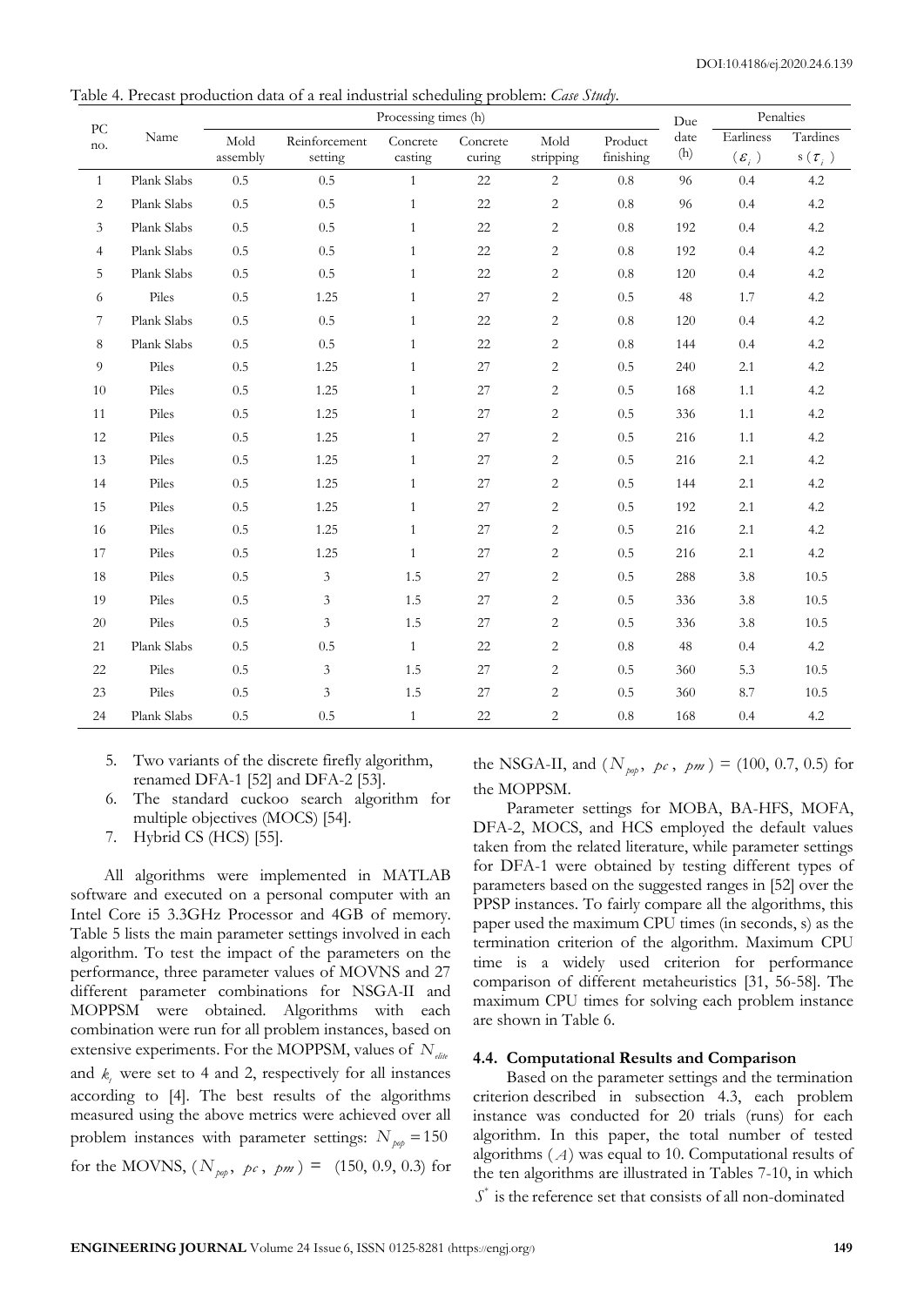Table 4. Precast production data of a real industrial scheduling problem: *Case Study*.

| PC no. | Name | Processing times (h) | | | | | | Due date (h) | Penalties | |
|---|---|---|---|---|---|---|---|---|---|---|
| | | Mold assembly | Reinforcement setting | Concrete casting | Concrete curing | Mold stripping | Product finishing | | Earliness ($\varepsilon_i$) | Tardines s ($\tau_i$) |
| 1 | Plank Slabs | 0.5 | 0.5 | 1 | 22 | 2 | 0.8 | 96 | 0.4 | 4.2 |
| 2 | Plank Slabs | 0.5 | 0.5 | 1 | 22 | 2 | 0.8 | 96 | 0.4 | 4.2 |
| 3 | Plank Slabs | 0.5 | 0.5 | 1 | 22 | 2 | 0.8 | 192 | 0.4 | 4.2 |
| 4 | Plank Slabs | 0.5 | 0.5 | 1 | 22 | 2 | 0.8 | 192 | 0.4 | 4.2 |
| 5 | Plank Slabs | 0.5 | 0.5 | 1 | 22 | 2 | 0.8 | 120 | 0.4 | 4.2 |
| 6 | Piles | 0.5 | 1.25 | 1 | 27 | 2 | 0.5 | 48 | 1.7 | 4.2 |
| 7 | Plank Slabs | 0.5 | 0.5 | 1 | 22 | 2 | 0.8 | 120 | 0.4 | 4.2 |
| 8 | Plank Slabs | 0.5 | 0.5 | 1 | 22 | 2 | 0.8 | 144 | 0.4 | 4.2 |
| 9 | Piles | 0.5 | 1.25 | 1 | 27 | 2 | 0.5 | 240 | 2.1 | 4.2 |
| 10 | Piles | 0.5 | 1.25 | 1 | 27 | 2 | 0.5 | 168 | 1.1 | 4.2 |
| 11 | Piles | 0.5 | 1.25 | 1 | 27 | 2 | 0.5 | 336 | 1.1 | 4.2 |
| 12 | Piles | 0.5 | 1.25 | 1 | 27 | 2 | 0.5 | 216 | 1.1 | 4.2 |
| 13 | Piles | 0.5 | 1.25 | 1 | 27 | 2 | 0.5 | 216 | 2.1 | 4.2 |
| 14 | Piles | 0.5 | 1.25 | 1 | 27 | 2 | 0.5 | 144 | 2.1 | 4.2 |
| 15 | Piles | 0.5 | 1.25 | 1 | 27 | 2 | 0.5 | 192 | 2.1 | 4.2 |
| 16 | Piles | 0.5 | 1.25 | 1 | 27 | 2 | 0.5 | 216 | 2.1 | 4.2 |
| 17 | Piles | 0.5 | 1.25 | 1 | 27 | 2 | 0.5 | 216 | 2.1 | 4.2 |
| 18 | Piles | 0.5 | 3 | 1.5 | 27 | 2 | 0.5 | 288 | 3.8 | 10.5 |
| 19 | Piles | 0.5 | 3 | 1.5 | 27 | 2 | 0.5 | 336 | 3.8 | 10.5 |
| 20 | Piles | 0.5 | 3 | 1.5 | 27 | 2 | 0.5 | 336 | 3.8 | 10.5 |
| 21 | Plank Slabs | 0.5 | 0.5 | 1 | 22 | 2 | 0.8 | 48 | 0.4 | 4.2 |
| 22 | Piles | 0.5 | 3 | 1.5 | 27 | 2 | 0.5 | 360 | 5.3 | 10.5 |
| 23 | Piles | 0.5 | 3 | 1.5 | 27 | 2 | 0.5 | 360 | 8.7 | 10.5 |
| 24 | Plank Slabs | 0.5 | 0.5 | 1 | 22 | 2 | 0.8 | 168 | 0.4 | 4.2 |

5. Two variants of the discrete firefly algorithm, renamed DFA-1 [52] and DFA-2 [53].
6. The standard cuckoo search algorithm for multiple objectives (MOCS) [54].
7. Hybrid CS (HCS) [55].

All algorithms were implemented in MATLAB software and executed on a personal computer with an Intel Core i5 3.3GHz Processor and 4GB of memory. Table 5 lists the main parameter settings involved in each algorithm. To test the impact of the parameters on the performance, three parameter values of MOVNS and 27 different parameter combinations for NSGA-II and MOPPSM were obtained. Algorithms with each combination were run for all problem instances, based on extensive experiments. For the MOPPSM, values of $N_{elite}$ and $k_t$ were set to 4 and 2, respectively for all instances according to [4]. The best results of the algorithms measured using the above metrics were achieved over all problem instances with parameter settings: $N_{pop} = 150$ for the MOVNS, ($N_{pop}$, $pc$, $pm$) = (150, 0.9, 0.3) for the NSGA-II, and ($N_{pop}$, $pc$, $pm$) = (100, 0.7, 0.5) for the MOPPSM.

Parameter settings for MOBA, BA-HFS, MOFA, DFA-2, MOCS, and HCS employed the default values taken from the related literature, while parameter settings for DFA-1 were obtained by testing different types of parameters based on the suggested ranges in [52] over the PPSP instances. To fairly compare all the algorithms, this paper used the maximum CPU times (in seconds, s) as the termination criterion of the algorithm. Maximum CPU time is a widely used criterion for performance comparison of different metaheuristics [31, 56-58]. The maximum CPU times for solving each problem instance are shown in Table 6.

### 4.4. Computational Results and Comparison

Based on the parameter settings and the termination criterion described in subsection 4.3, each problem instance was conducted for 20 trials (runs) for each algorithm. In this paper, the total number of tested algorithms ($A$) was equal to 10. Computational results of the ten algorithms are illustrated in Tables 7-10, in which $S^*$ is the reference set that consists of all non-dominated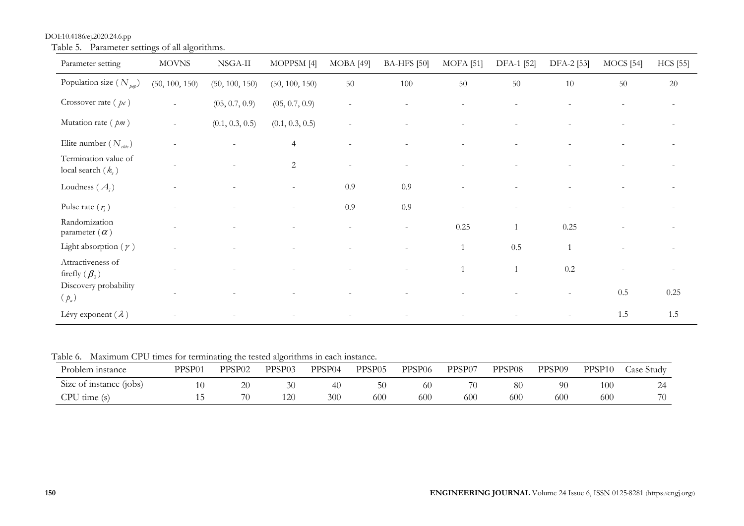Table 5. Parameter settings of all algorithms.

| Parameter setting | MOVNS | NSGA-II | MOPPSM [4] | MOBA [49] | BA-HFS [50] | MOFA [51] | DFA-1 [52] | DFA-2 [53] | MOCS [54] | HCS [55] |
|---|---|---|---|---|---|---|---|---|---|---|
| Population size ($N_{pop}$) | (50, 100, 150) | (50, 100, 150) | (50, 100, 150) | 50 | 100 | 50 | 50 | 10 | 50 | 20 |
| Crossover rate ($pc$) | - | (05, 0.7, 0.9) | (05, 0.7, 0.9) | - | - | - | - | - | - | - |
| Mutation rate ($pm$) | - | (0.1, 0.3, 0.5) | (0.1, 0.3, 0.5) | - | - | - | - | - | - | - |
| Elite number ($N_{elite}$) | - | - | 4 | - | - | - | - | - | - | - |
| Termination value of local search ($k_t$) | - | - | 2 | - | - | - | - | - | - | - |
| Loudness ($A_i$) | - | - | - | 0.9 | 0.9 | - | - | - | - | - |
| Pulse rate ($r_i$) | - | - | - | 0.9 | 0.9 | - | - | - | - | - |
| Randomization parameter ($\alpha$) | - | - | - | - | - | 0.25 | 1 | 0.25 | - | - |
| Light absorption ($\gamma$) | - | - | - | - | - | 1 | 0.5 | 1 | - | - |
| Attractiveness of firefly ($\beta_0$) | - | - | - | - | - | 1 | 1 | 0.2 | - | - |
| Discovery probability ($p_a$) | - | - | - | - | - | - | - | - | 0.5 | 0.25 |
| Lévy exponent ($\lambda$) | - | - | - | - | - | - | - | - | 1.5 | 1.5 |

Table 6. Maximum CPU times for terminating the tested algorithms in each instance.

| Problem instance | PPSP01 | PPSP02 | PPSP03 | PPSP04 | PPSP05 | PPSP06 | PPSP07 | PPSP08 | PPSP09 | PPSP10 | Case Study |
|---|---|---|---|---|---|---|---|---|---|---|---|
| Size of instance (jobs) | 10 | 20 | 30 | 40 | 50 | 60 | 70 | 80 | 90 | 100 | 24 |
| CPU time (s) | 15 | 70 | 120 | 300 | 600 | 600 | 600 | 600 | 600 | 600 | 70 |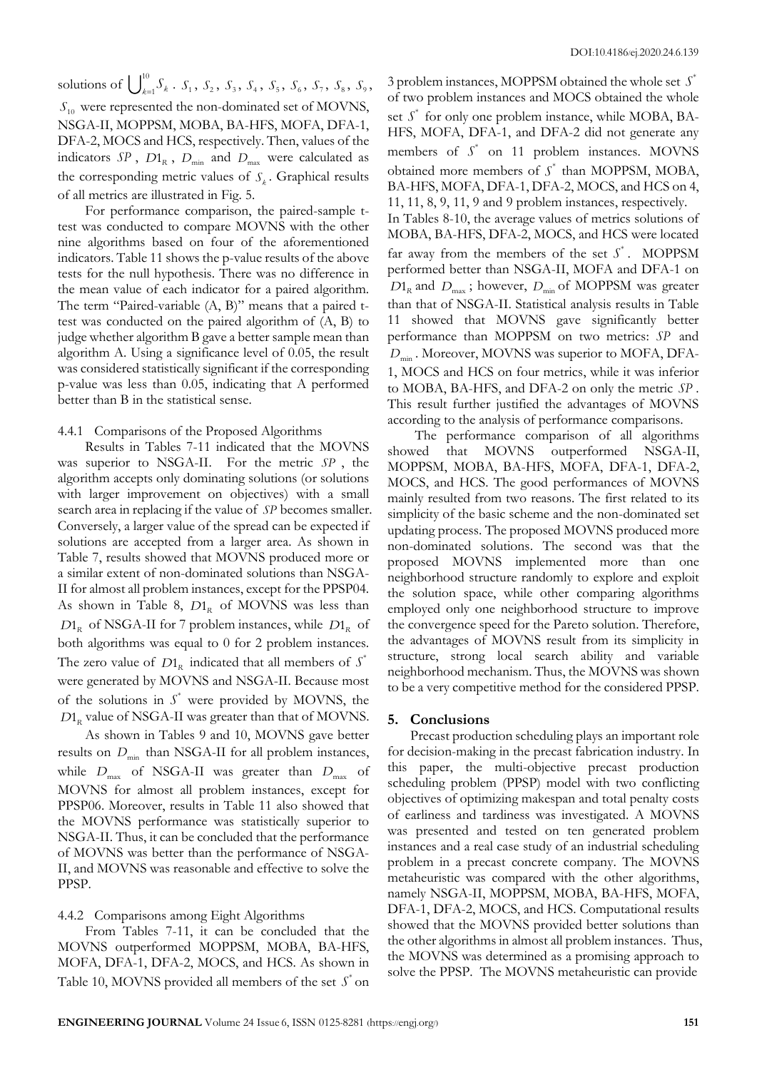solutions of $\bigcup_{k=1}^{10} S_k$ . $S_1$, $S_2$, $S_3$, $S_4$, $S_5$, $S_6$, $S_7$, $S_8$, $S_9$, $S_{10}$ were represented the non-dominated set of MOVNS, NSGA-II, MOPPSM, MOBA, BA-HFS, MOFA, DFA-1, DFA-2, MOCS and HCS, respectively. Then, values of the indicators $SP$, $D1_R$, $D_{\min}$ and $D_{\max}$ were calculated as the corresponding metric values of $S_k$. Graphical results of all metrics are illustrated in Fig. 5.

For performance comparison, the paired-sample t-test was conducted to compare MOVNS with the other nine algorithms based on four of the aforementioned indicators. Table 11 shows the p-value results of the above tests for the null hypothesis. There was no difference in the mean value of each indicator for a paired algorithm. The term "Paired-variable (A, B)" means that a paired t-test was conducted on the paired algorithm of (A, B) to judge whether algorithm B gave a better sample mean than algorithm A. Using a significance level of 0.05, the result was considered statistically significant if the corresponding p-value was less than 0.05, indicating that A performed better than B in the statistical sense.

#### 4.4.1 Comparisons of the Proposed Algorithms

Results in Tables 7-11 indicated that the MOVNS was superior to NSGA-II. For the metric $SP$, the algorithm accepts only dominating solutions (or solutions with larger improvement on objectives) with a small search area in replacing if the value of $SP$ becomes smaller. Conversely, a larger value of the spread can be expected if solutions are accepted from a larger area. As shown in Table 7, results showed that MOVNS produced more or a similar extent of non-dominated solutions than NSGA-II for almost all problem instances, except for the PPSP04. As shown in Table 8, $D1_R$ of MOVNS was less than $D1_R$ of NSGA-II for 7 problem instances, while $D1_R$ of both algorithms was equal to 0 for 2 problem instances. The zero value of $D1_R$ indicated that all members of $S^*$ were generated by MOVNS and NSGA-II. Because most of the solutions in $S^*$ were provided by MOVNS, the $D1_R$ value of NSGA-II was greater than that of MOVNS.

As shown in Tables 9 and 10, MOVNS gave better results on $D_{\min}$ than NSGA-II for all problem instances, while $D_{\max}$ of NSGA-II was greater than $D_{\max}$ of MOVNS for almost all problem instances, except for PPSP06. Moreover, results in Table 11 also showed that the MOVNS performance was statistically superior to NSGA-II. Thus, it can be concluded that the performance of MOVNS was better than the performance of NSGA-II, and MOVNS was reasonable and effective to solve the PPSP.

#### 4.4.2 Comparisons among Eight Algorithms

From Tables 7-11, it can be concluded that the MOVNS outperformed MOPPSM, MOBA, BA-HFS, MOFA, DFA-1, DFA-2, MOCS, and HCS. As shown in Table 10, MOVNS provided all members of the set $S^*$ on 3 problem instances, MOPPSM obtained the whole set $S^*$ of two problem instances and MOCS obtained the whole set $S^*$ for only one problem instance, while MOBA, BA-HFS, MOFA, DFA-1, and DFA-2 did not generate any members of $S^*$ on 11 problem instances. MOVNS obtained more members of $S^*$ than MOPPSM, MOBA, BA-HFS, MOFA, DFA-1, DFA-2, MOCS, and HCS on 4, 11, 11, 8, 9, 11, 9 and 9 problem instances, respectively.

In Tables 8-10, the average values of metrics solutions of MOBA, BA-HFS, DFA-2, MOCS, and HCS were located far away from the members of the set $S^*$. MOPPSM performed better than NSGA-II, MOFA and DFA-1 on $D1_R$ and $D_{\max}$; however, $D_{\min}$ of MOPPSM was greater than that of NSGA-II. Statistical analysis results in Table 11 showed that MOVNS gave significantly better performance than MOPPSM on two metrics: $SP$ and $D_{\min}$. Moreover, MOVNS was superior to MOFA, DFA-1, MOCS and HCS on four metrics, while it was inferior to MOBA, BA-HFS, and DFA-2 on only the metric $SP$. This result further justified the advantages of MOVNS according to the analysis of performance comparisons.

The performance comparison of all algorithms showed that MOVNS outperformed NSGA-II, MOPPSM, MOBA, BA-HFS, MOFA, DFA-1, DFA-2, MOCS, and HCS. The good performances of MOVNS mainly resulted from two reasons. The first related to its simplicity of the basic scheme and the non-dominated set updating process. The proposed MOVNS produced more non-dominated solutions. The second was that the proposed MOVNS implemented more than one neighborhood structure randomly to explore and exploit the solution space, while other comparing algorithms employed only one neighborhood structure to improve the convergence speed for the Pareto solution. Therefore, the advantages of MOVNS result from its simplicity in structure, strong local search ability and variable neighborhood mechanism. Thus, the MOVNS was shown to be a very competitive method for the considered PPSP.

## 5. Conclusions

Precast production scheduling plays an important role for decision-making in the precast fabrication industry. In this paper, the multi-objective precast production scheduling problem (PPSP) model with two conflicting objectives of optimizing makespan and total penalty costs of earliness and tardiness was investigated. A MOVNS was presented and tested on ten generated problem instances and a real case study of an industrial scheduling problem in a precast concrete company. The MOVNS metaheuristic was compared with the other algorithms, namely NSGA-II, MOPPSM, MOBA, BA-HFS, MOFA, DFA-1, DFA-2, MOCS, and HCS. Computational results showed that the MOVNS provided better solutions than the other algorithms in almost all problem instances. Thus, the MOVNS was determined as a promising approach to solve the PPSP. The MOVNS metaheuristic can provide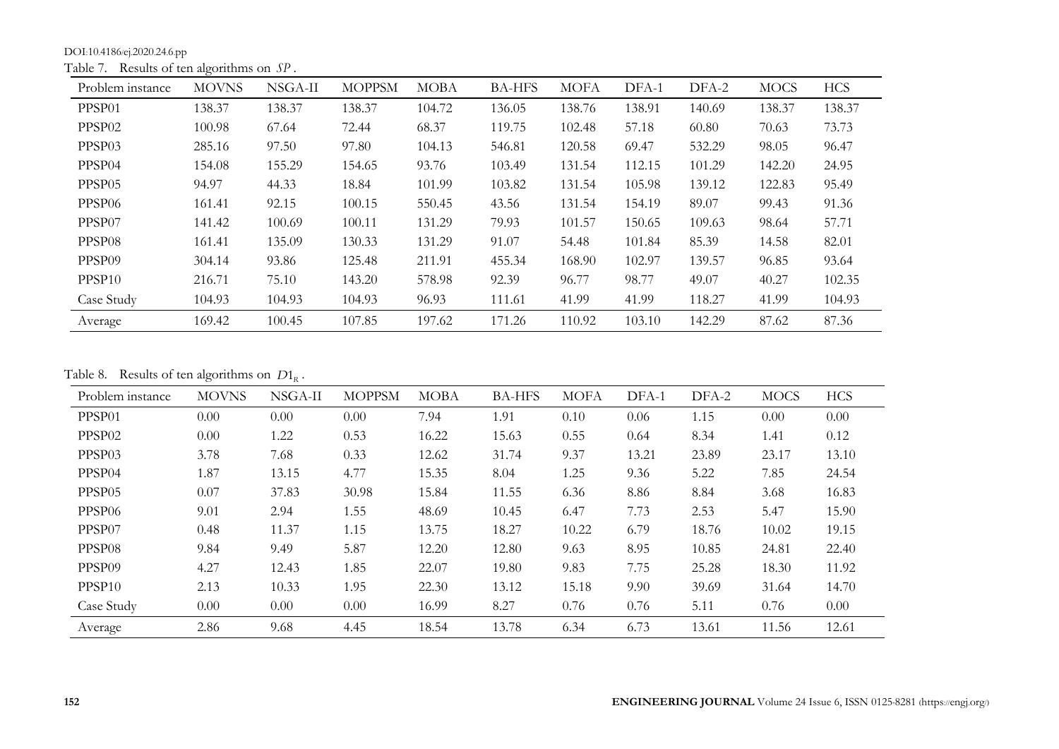Table 7. Results of ten algorithms on $SP$.

| Problem instance | MOVNS | NSGA-II | MOPPSM | MOBA | BA-HFS | MOFA | DFA-1 | DFA-2 | MOCS | HCS |
|---|---|---|---|---|---|---|---|---|---|---|
| PPSP01 | 138.37 | 138.37 | 138.37 | 104.72 | 136.05 | 138.76 | 138.91 | 140.69 | 138.37 | 138.37 |
| PPSP02 | 100.98 | 67.64 | 72.44 | 68.37 | 119.75 | 102.48 | 57.18 | 60.80 | 70.63 | 73.73 |
| PPSP03 | 285.16 | 97.50 | 97.80 | 104.13 | 546.81 | 120.58 | 69.47 | 532.29 | 98.05 | 96.47 |
| PPSP04 | 154.08 | 155.29 | 154.65 | 93.76 | 103.49 | 131.54 | 112.15 | 101.29 | 142.20 | 24.95 |
| PPSP05 | 94.97 | 44.33 | 18.84 | 101.99 | 103.82 | 131.54 | 105.98 | 139.12 | 122.83 | 95.49 |
| PPSP06 | 161.41 | 92.15 | 100.15 | 550.45 | 43.56 | 131.54 | 154.19 | 89.07 | 99.43 | 91.36 |
| PPSP07 | 141.42 | 100.69 | 100.11 | 131.29 | 79.93 | 101.57 | 150.65 | 109.63 | 98.64 | 57.71 |
| PPSP08 | 161.41 | 135.09 | 130.33 | 131.29 | 91.07 | 54.48 | 101.84 | 85.39 | 14.58 | 82.01 |
| PPSP09 | 304.14 | 93.86 | 125.48 | 211.91 | 455.34 | 168.90 | 102.97 | 139.57 | 96.85 | 93.64 |
| PPSP10 | 216.71 | 75.10 | 143.20 | 578.98 | 92.39 | 96.77 | 98.77 | 49.07 | 40.27 | 102.35 |
| Case Study | 104.93 | 104.93 | 104.93 | 96.93 | 111.61 | 41.99 | 41.99 | 118.27 | 41.99 | 104.93 |
| Average | 169.42 | 100.45 | 107.85 | 197.62 | 171.26 | 110.92 | 103.10 | 142.29 | 87.62 | 87.36 |

Table 8. Results of ten algorithms on $D1_R$.

| Problem instance | MOVNS | NSGA-II | MOPPSM | MOBA | BA-HFS | MOFA | DFA-1 | DFA-2 | MOCS | HCS |
|---|---|---|---|---|---|---|---|---|---|---|
| PPSP01 | 0.00 | 0.00 | 0.00 | 7.94 | 1.91 | 0.10 | 0.06 | 1.15 | 0.00 | 0.00 |
| PPSP02 | 0.00 | 1.22 | 0.53 | 16.22 | 15.63 | 0.55 | 0.64 | 8.34 | 1.41 | 0.12 |
| PPSP03 | 3.78 | 7.68 | 0.33 | 12.62 | 31.74 | 9.37 | 13.21 | 23.89 | 23.17 | 13.10 |
| PPSP04 | 1.87 | 13.15 | 4.77 | 15.35 | 8.04 | 1.25 | 9.36 | 5.22 | 7.85 | 24.54 |
| PPSP05 | 0.07 | 37.83 | 30.98 | 15.84 | 11.55 | 6.36 | 8.86 | 8.84 | 3.68 | 16.83 |
| PPSP06 | 9.01 | 2.94 | 1.55 | 48.69 | 10.45 | 6.47 | 7.73 | 2.53 | 5.47 | 15.90 |
| PPSP07 | 0.48 | 11.37 | 1.15 | 13.75 | 18.27 | 10.22 | 6.79 | 18.76 | 10.02 | 19.15 |
| PPSP08 | 9.84 | 9.49 | 5.87 | 12.20 | 12.80 | 9.63 | 8.95 | 10.85 | 24.81 | 22.40 |
| PPSP09 | 4.27 | 12.43 | 1.85 | 22.07 | 19.80 | 9.83 | 7.75 | 25.28 | 18.30 | 11.92 |
| PPSP10 | 2.13 | 10.33 | 1.95 | 22.30 | 13.12 | 15.18 | 9.90 | 39.69 | 31.64 | 14.70 |
| Case Study | 0.00 | 0.00 | 0.00 | 16.99 | 8.27 | 0.76 | 0.76 | 5.11 | 0.76 | 0.00 |
| Average | 2.86 | 9.68 | 4.45 | 18.54 | 13.78 | 6.34 | 6.73 | 13.61 | 11.56 | 12.61 |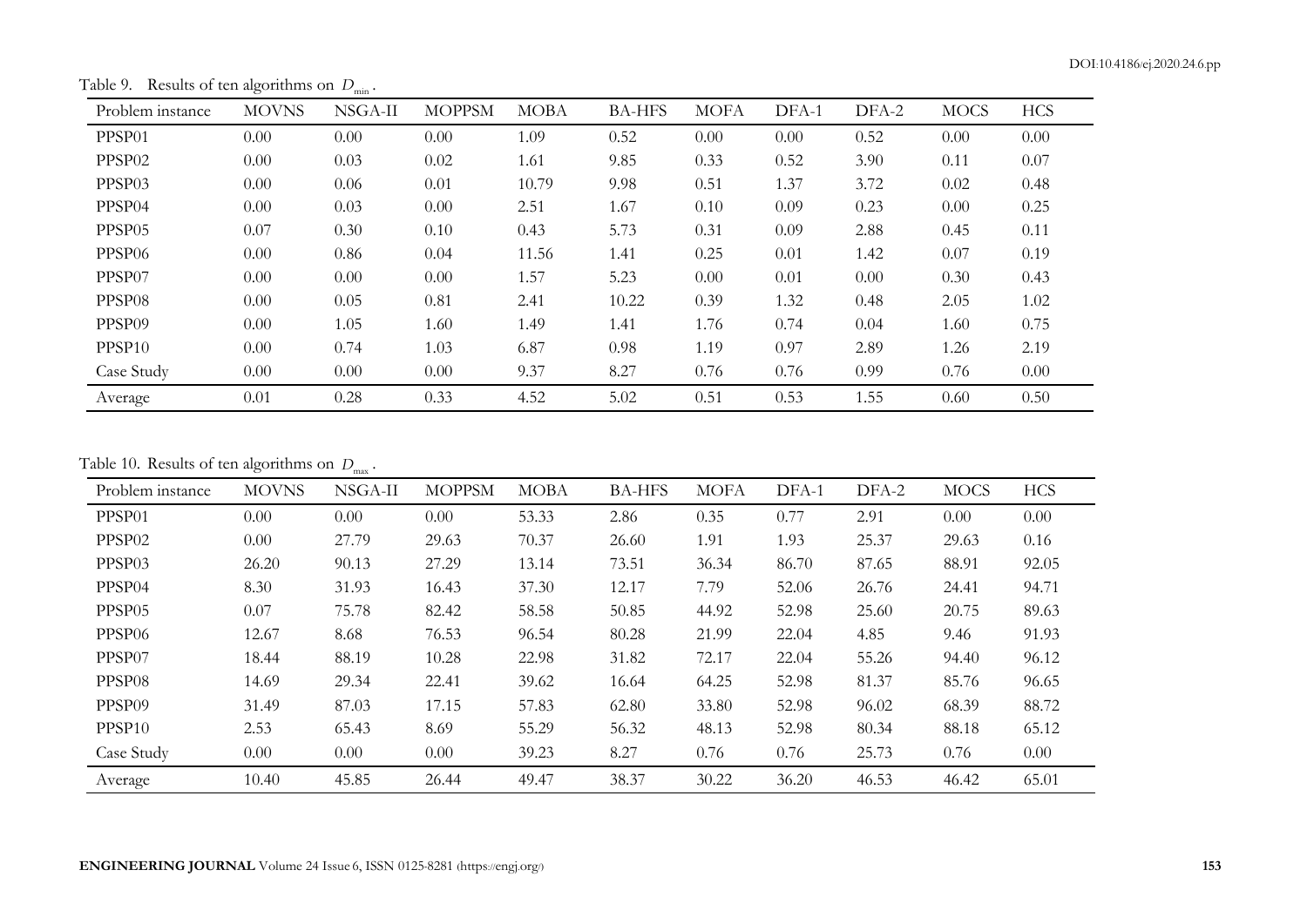Table 9. Results of ten algorithms on $D_{min}$.

| Problem instance | MOVNS | NSGA-II | MOPPSM | MOBA | BA-HFS | MOFA | DFA-1 | DFA-2 | MOCS | HCS |
|---|---|---|---|---|---|---|---|---|---|---|
| PPSP01 | 0.00 | 0.00 | 0.00 | 1.09 | 0.52 | 0.00 | 0.00 | 0.52 | 0.00 | 0.00 |
| PPSP02 | 0.00 | 0.03 | 0.02 | 1.61 | 9.85 | 0.33 | 0.52 | 3.90 | 0.11 | 0.07 |
| PPSP03 | 0.00 | 0.06 | 0.01 | 10.79 | 9.98 | 0.51 | 1.37 | 3.72 | 0.02 | 0.48 |
| PPSP04 | 0.00 | 0.03 | 0.00 | 2.51 | 1.67 | 0.10 | 0.09 | 0.23 | 0.00 | 0.25 |
| PPSP05 | 0.07 | 0.30 | 0.10 | 0.43 | 5.73 | 0.31 | 0.09 | 2.88 | 0.45 | 0.11 |
| PPSP06 | 0.00 | 0.86 | 0.04 | 11.56 | 1.41 | 0.25 | 0.01 | 1.42 | 0.07 | 0.19 |
| PPSP07 | 0.00 | 0.00 | 0.00 | 1.57 | 5.23 | 0.00 | 0.01 | 0.00 | 0.30 | 0.43 |
| PPSP08 | 0.00 | 0.05 | 0.81 | 2.41 | 10.22 | 0.39 | 1.32 | 0.48 | 2.05 | 1.02 |
| PPSP09 | 0.00 | 1.05 | 1.60 | 1.49 | 1.41 | 1.76 | 0.74 | 0.04 | 1.60 | 0.75 |
| PPSP10 | 0.00 | 0.74 | 1.03 | 6.87 | 0.98 | 1.19 | 0.97 | 2.89 | 1.26 | 2.19 |
| Case Study | 0.00 | 0.00 | 0.00 | 9.37 | 8.27 | 0.76 | 0.76 | 0.99 | 0.76 | 0.00 |
| Average | 0.01 | 0.28 | 0.33 | 4.52 | 5.02 | 0.51 | 0.53 | 1.55 | 0.60 | 0.50 |

Table 10. Results of ten algorithms on $D_{max}$.

| Problem instance | MOVNS | NSGA-II | MOPPSM | MOBA | BA-HFS | MOFA | DFA-1 | DFA-2 | MOCS | HCS |
|---|---|---|---|---|---|---|---|---|---|---|
| PPSP01 | 0.00 | 0.00 | 0.00 | 53.33 | 2.86 | 0.35 | 0.77 | 2.91 | 0.00 | 0.00 |
| PPSP02 | 0.00 | 27.79 | 29.63 | 70.37 | 26.60 | 1.91 | 1.93 | 25.37 | 29.63 | 0.16 |
| PPSP03 | 26.20 | 90.13 | 27.29 | 13.14 | 73.51 | 36.34 | 86.70 | 87.65 | 88.91 | 92.05 |
| PPSP04 | 8.30 | 31.93 | 16.43 | 37.30 | 12.17 | 7.79 | 52.06 | 26.76 | 24.41 | 94.71 |
| PPSP05 | 0.07 | 75.78 | 82.42 | 58.58 | 50.85 | 44.92 | 52.98 | 25.60 | 20.75 | 89.63 |
| PPSP06 | 12.67 | 8.68 | 76.53 | 96.54 | 80.28 | 21.99 | 22.04 | 4.85 | 9.46 | 91.93 |
| PPSP07 | 18.44 | 88.19 | 10.28 | 22.98 | 31.82 | 72.17 | 22.04 | 55.26 | 94.40 | 96.12 |
| PPSP08 | 14.69 | 29.34 | 22.41 | 39.62 | 16.64 | 64.25 | 52.98 | 81.37 | 85.76 | 96.65 |
| PPSP09 | 31.49 | 87.03 | 17.15 | 57.83 | 62.80 | 33.80 | 52.98 | 96.02 | 68.39 | 88.72 |
| PPSP10 | 2.53 | 65.43 | 8.69 | 55.29 | 56.32 | 48.13 | 52.98 | 80.34 | 88.18 | 65.12 |
| Case Study | 0.00 | 0.00 | 0.00 | 39.23 | 8.27 | 0.76 | 0.76 | 25.73 | 0.76 | 0.00 |
| Average | 10.40 | 45.85 | 26.44 | 49.47 | 38.37 | 30.22 | 36.20 | 46.53 | 46.42 | 65.01 |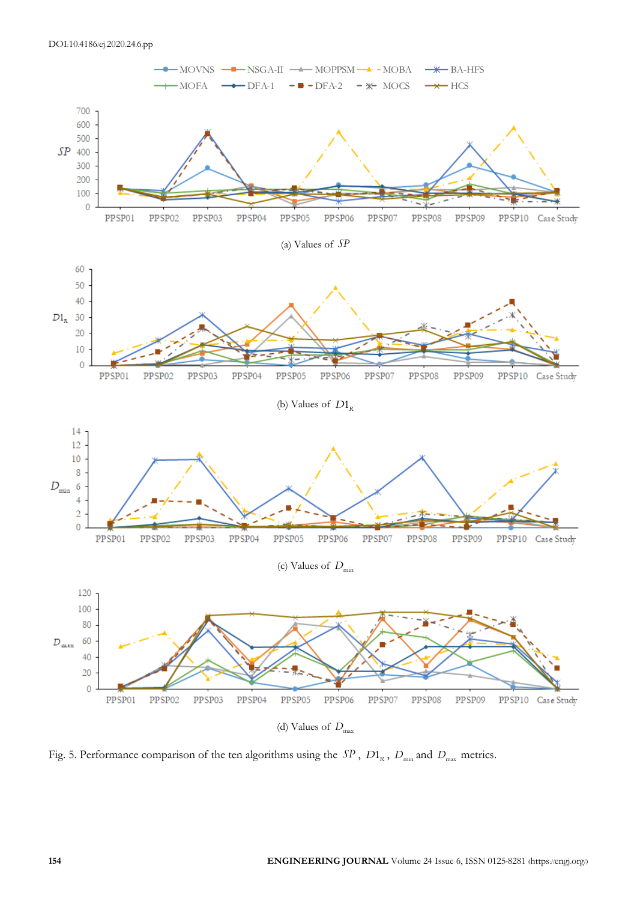(a) Values of $SP$

(b) Values of $D1_R$

(c) Values of $D_{min}$

(d) Values of $D_{max}$

Fig. 5. Performance comparison of the ten algorithms using the $SP$, $D1_R$, $D_{min}$ and $D_{max}$ metrics.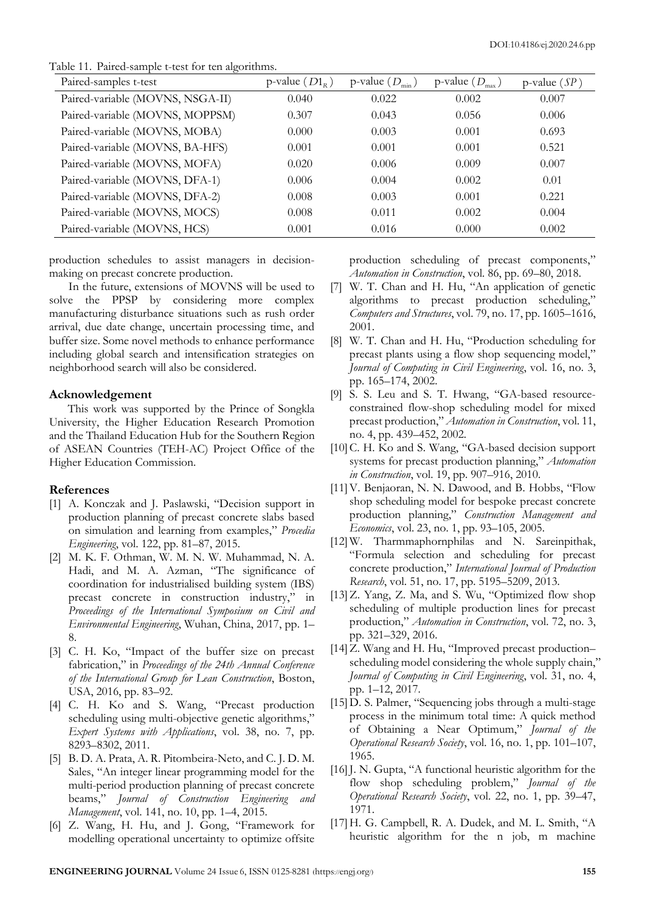Table 11. Paired-sample t-test for ten algorithms.

| Paired-samples t-test | p-value ($D1_R$) | p-value ($D_{min}$) | p-value ($D_{max}$) | p-value ($SP$) |
|---|---|---|---|---|
| Paired-variable (MOVNS, NSGA-II) | 0.040 | 0.022 | 0.002 | 0.007 |
| Paired-variable (MOVNS, MOPPSM) | 0.307 | 0.043 | 0.056 | 0.006 |
| Paired-variable (MOVNS, MOBA) | 0.000 | 0.003 | 0.001 | 0.693 |
| Paired-variable (MOVNS, BA-HFS) | 0.001 | 0.001 | 0.001 | 0.521 |
| Paired-variable (MOVNS, MOFA) | 0.020 | 0.006 | 0.009 | 0.007 |
| Paired-variable (MOVNS, DFA-1) | 0.006 | 0.004 | 0.002 | 0.01 |
| Paired-variable (MOVNS, DFA-2) | 0.008 | 0.003 | 0.001 | 0.221 |
| Paired-variable (MOVNS, MOCS) | 0.008 | 0.011 | 0.002 | 0.004 |
| Paired-variable (MOVNS, HCS) | 0.001 | 0.016 | 0.000 | 0.002 |

production schedules to assist managers in decision-making on precast concrete production.

In the future, extensions of MOVNS will be used to solve the PPSP by considering more complex manufacturing disturbance situations such as rush order arrival, due date change, uncertain processing time, and buffer size. Some novel methods to enhance performance including global search and intensification strategies on neighborhood search will also be considered.

## Acknowledgement

This work was supported by the Prince of Songkla University, the Higher Education Research Promotion and the Thailand Education Hub for the Southern Region of ASEAN Countries (TEH-AC) Project Office of the Higher Education Commission.

## References

[1] A. Konczak and J. Paslawski, "Decision support in production planning of precast concrete slabs based on simulation and learning from examples," *Procedia Engineering*, vol. 122, pp. 81–87, 2015.

[2] M. K. F. Othman, W. M. N. W. Muhammad, N. A. Hadi, and M. A. Azman, "The significance of coordination for industrialised building system (IBS) precast concrete in construction industry," in *Proceedings of the International Symposium on Civil and Environmental Engineering*, Wuhan, China, 2017, pp. 1–8.

[3] C. H. Ko, "Impact of the buffer size on precast fabrication," in *Proceedings of the 24th Annual Conference of the International Group for Lean Construction*, Boston, USA, 2016, pp. 83–92.

[4] C. H. Ko and S. Wang, "Precast production scheduling using multi-objective genetic algorithms," *Expert Systems with Applications*, vol. 38, no. 7, pp. 8293–8302, 2011.

[5] B. D. A. Prata, A. R. Pitombeira-Neto, and C. J. D. M. Sales, "An integer linear programming model for the multi-period production planning of precast concrete beams," *Journal of Construction Engineering and Management*, vol. 141, no. 10, pp. 1–4, 2015.

[6] Z. Wang, H. Hu, and J. Gong, "Framework for modelling operational uncertainty to optimize offsite production scheduling of precast components," *Automation in Construction*, vol. 86, pp. 69–80, 2018.

[7] W. T. Chan and H. Hu, "An application of genetic algorithms to precast production scheduling," *Computers and Structures*, vol. 79, no. 17, pp. 1605–1616, 2001.

[8] W. T. Chan and H. Hu, "Production scheduling for precast plants using a flow shop sequencing model," *Journal of Computing in Civil Engineering*, vol. 16, no. 3, pp. 165–174, 2002.

[9] S. S. Leu and S. T. Hwang, "GA-based resource-constrained flow-shop scheduling model for mixed precast production," *Automation in Construction*, vol. 11, no. 4, pp. 439–452, 2002.

[10] C. H. Ko and S. Wang, "GA-based decision support systems for precast production planning," *Automation in Construction*, vol. 19, pp. 907–916, 2010.

[11] V. Benjaoran, N. N. Dawood, and B. Hobbs, "Flow shop scheduling model for bespoke precast concrete production planning," *Construction Management and Economics*, vol. 23, no. 1, pp. 93–105, 2005.

[12] W. Tharmmaphornphilas and N. Sareinpithak, "Formula selection and scheduling for precast concrete production," *International Journal of Production Research*, vol. 51, no. 17, pp. 5195–5209, 2013.

[13] Z. Yang, Z. Ma, and S. Wu, "Optimized flow shop scheduling of multiple production lines for precast production," *Automation in Construction*, vol. 72, no. 3, pp. 321–329, 2016.

[14] Z. Wang and H. Hu, "Improved precast production–scheduling model considering the whole supply chain," *Journal of Computing in Civil Engineering*, vol. 31, no. 4, pp. 1–12, 2017.

[15] D. S. Palmer, "Sequencing jobs through a multi-stage process in the minimum total time: A quick method of Obtaining a Near Optimum," *Journal of the Operational Research Society*, vol. 16, no. 1, pp. 101–107, 1965.

[16] J. N. Gupta, "A functional heuristic algorithm for the flow shop scheduling problem," *Journal of the Operational Research Society*, vol. 22, no. 1, pp. 39–47, 1971.

[17] H. G. Campbell, R. A. Dudek, and M. L. Smith, "A heuristic algorithm for the n job, m machine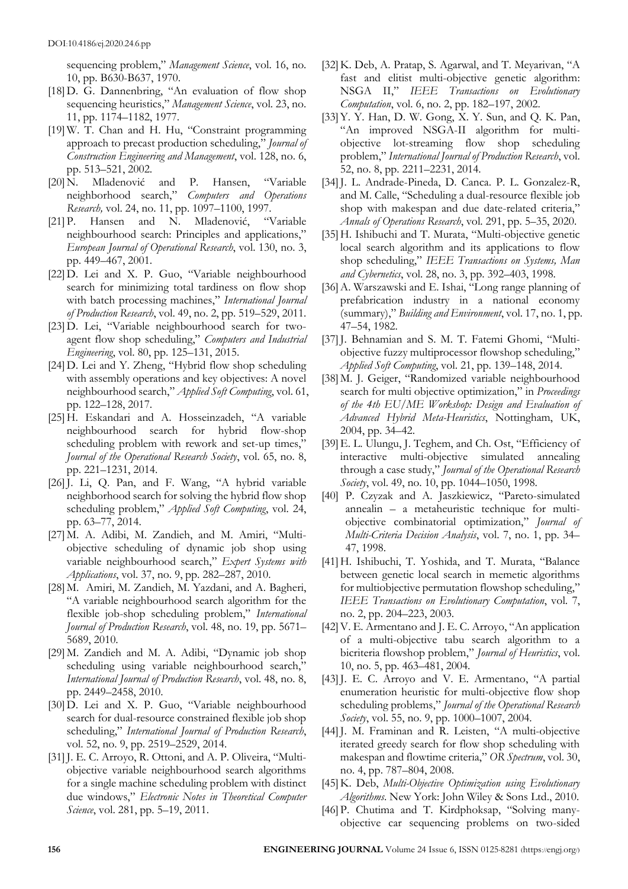sequencing problem," *Management Science*, vol. 16, no. 10, pp. B630-B637, 1970.

[18] D. G. Dannenbring, "An evaluation of flow shop sequencing heuristics," *Management Science*, vol. 23, no. 11, pp. 1174–1182, 1977.

[19] W. T. Chan and H. Hu, "Constraint programming approach to precast production scheduling," *Journal of Construction Engineering and Management*, vol. 128, no. 6, pp. 513–521, 2002.

[20] N. Mladenović and P. Hansen, "Variable neighborhood search," *Computers and Operations Research,* vol. 24, no. 11, pp. 1097–1100, 1997.

[21] P. Hansen and N. Mladenović, "Variable neighbourhood search: Principles and applications," *European Journal of Operational Research*, vol. 130, no. 3, pp. 449–467, 2001.

[22] D. Lei and X. P. Guo, "Variable neighbourhood search for minimizing total tardiness on flow shop with batch processing machines," *International Journal of Production Research*, vol. 49, no. 2, pp. 519–529, 2011.

[23] D. Lei, "Variable neighbourhood search for two-agent flow shop scheduling," *Computers and Industrial Engineering*, vol. 80, pp. 125–131, 2015.

[24] D. Lei and Y. Zheng, "Hybrid flow shop scheduling with assembly operations and key objectives: A novel neighbourhood search," *Applied Soft Computing*, vol. 61, pp. 122–128, 2017.

[25] H. Eskandari and A. Hosseinzadeh, "A variable neighbourhood search for hybrid flow-shop scheduling problem with rework and set-up times," *Journal of the Operational Research Society*, vol. 65, no. 8, pp. 1221–1231, 2014.

[26] J. Li, Q. Pan, and F. Wang, "A hybrid variable neighborhood search for solving the hybrid flow shop scheduling problem," *Applied Soft Computing*, vol. 24, pp. 63–77, 2014.

[27] M. A. Adibi, M. Zandieh, and M. Amiri, "Multi-objective scheduling of dynamic job shop using variable neighbourhood search," *Expert Systems with Applications*, vol. 37, no. 9, pp. 282–287, 2010.

[28] M. Amiri, M. Zandieh, M. Yazdani, and A. Bagheri, "A variable neighbourhood search algorithm for the flexible job-shop scheduling problem," *International Journal of Production Research*, vol. 48, no. 19, pp. 5671–5689, 2010.

[29] M. Zandieh and M. A. Adibi, "Dynamic job shop scheduling using variable neighbourhood search," *International Journal of Production Research*, vol. 48, no. 8, pp. 2449–2458, 2010.

[30] D. Lei and X. P. Guo, "Variable neighbourhood search for dual-resource constrained flexible job shop scheduling," *International Journal of Production Research*, vol. 52, no. 9, pp. 2519–2529, 2014.

[31] J. E. C. Arroyo, R. Ottoni, and A. P. Oliveira, "Multi-objective variable neighbourhood search algorithms for a single machine scheduling problem with distinct due windows," *Electronic Notes in Theoretical Computer Science*, vol. 281, pp. 5–19, 2011.

[32] K. Deb, A. Pratap, S. Agarwal, and T. Meyarivan, "A fast and elitist multi-objective genetic algorithm: NSGA II," *IEEE Transactions on Evolutionary Computation*, vol. 6, no. 2, pp. 182–197, 2002.

[33] Y. Y. Han, D. W. Gong, X. Y. Sun, and Q. K. Pan, "An improved NSGA-II algorithm for multi-objective lot-streaming flow shop scheduling problem," *International Journal of Production Research*, vol. 52, no. 8, pp. 2211–2231, 2014.

[34] J. L. Andrade-Pineda, D. Canca. P. L. Gonzalez-R, and M. Calle, "Scheduling a dual-resource flexible job shop with makespan and due date-related criteria," *Annals of Operations Research*, vol. 291, pp. 5–35, 2020.

[35] H. Ishibuchi and T. Murata, "Multi-objective genetic local search algorithm and its applications to flow shop scheduling," *IEEE Transactions on Systems, Man and Cybernetics*, vol. 28, no. 3, pp. 392–403, 1998.

[36] A. Warszawski and E. Ishai, "Long range planning of prefabrication industry in a national economy (summary)," *Building and Environment*, vol. 17, no. 1, pp. 47–54, 1982.

[37] J. Behnamian and S. M. T. Fatemi Ghomi, "Multi-objective fuzzy multiprocessor flowshop scheduling," *Applied Soft Computing*, vol. 21, pp. 139–148, 2014.

[38] M. J. Geiger, "Randomized variable neighbourhood search for multi objective optimization," in *Proceedings of the 4th EU/ME Workshop: Design and Evaluation of Advanced Hybrid Meta-Heuristics*, Nottingham, UK, 2004, pp. 34–42.

[39] E. L. Ulungu, J. Teghem, and Ch. Ost, "Efficiency of interactive multi-objective simulated annealing through a case study," *Journal of the Operational Research Society*, vol. 49, no. 10, pp. 1044–1050, 1998.

[40] P. Czyzak and A. Jaszkiewicz, "Pareto-simulated annealin – a metaheuristic technique for multi-objective combinatorial optimization," *Journal of Multi-Criteria Decision Analysis*, vol. 7, no. 1, pp. 34–47, 1998.

[41] H. Ishibuchi, T. Yoshida, and T. Murata, "Balance between genetic local search in memetic algorithms for multiobjective permutation flowshop scheduling," *IEEE Transactions on Evolutionary Computation*, vol. 7, no. 2, pp. 204–223, 2003.

[42] V. E. Armentano and J. E. C. Arroyo, "An application of a multi-objective tabu search algorithm to a bicriteria flowshop problem," *Journal of Heuristics*, vol. 10, no. 5, pp. 463–481, 2004.

[43] J. E. C. Arroyo and V. E. Armentano, "A partial enumeration heuristic for multi-objective flow shop scheduling problems," *Journal of the Operational Research Society*, vol. 55, no. 9, pp. 1000–1007, 2004.

[44] J. M. Framinan and R. Leisten, "A multi-objective iterated greedy search for flow shop scheduling with makespan and flowtime criteria," *OR Spectrum*, vol. 30, no. 4, pp. 787–804, 2008.

[45] K. Deb, *Multi-Objective Optimization using Evolutionary Algorithms*. New York: John Wiley & Sons Ltd., 2010.

[46] P. Chutima and T. Kirdphoksap, "Solving many-objective car sequencing problems on two-sided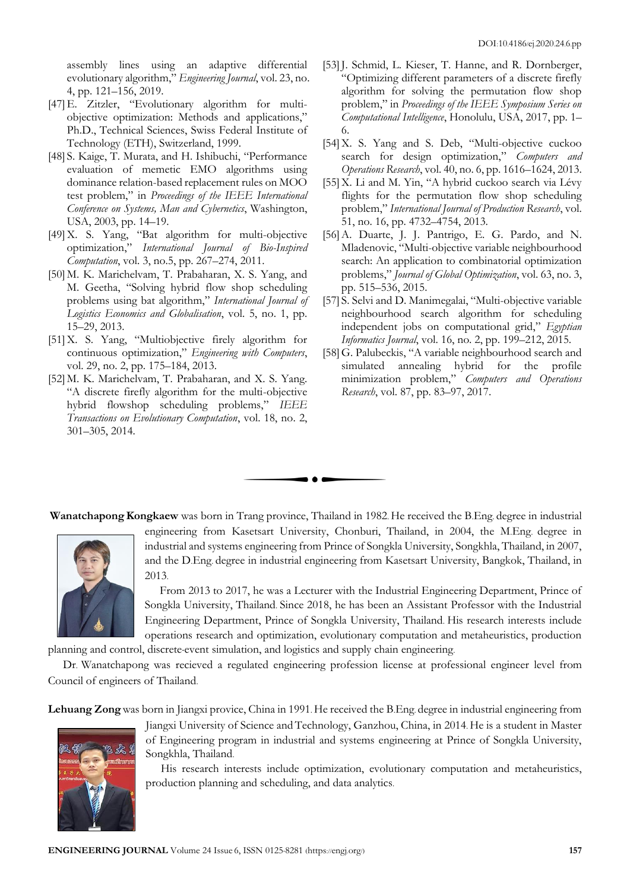assembly lines using an adaptive differential evolutionary algorithm," *Engineering Journal*, vol. 23, no. 4, pp. 121–156, 2019.

[47] E. Zitzler, "Evolutionary algorithm for multi-objective optimization: Methods and applications," Ph.D., Technical Sciences, Swiss Federal Institute of Technology (ETH), Switzerland, 1999.

[48] S. Kaige, T. Murata, and H. Ishibuchi, "Performance evaluation of memetic EMO algorithms using dominance relation-based replacement rules on MOO test problem," in *Proceedings of the IEEE International Conference on Systems, Man and Cybernetics*, Washington, USA, 2003, pp. 14–19.

[49] X. S. Yang, "Bat algorithm for multi-objective optimization," *International Journal of Bio-Inspired Computation*, vol. 3, no.5, pp. 267–274, 2011.

[50] M. K. Marichelvam, T. Prabaharan, X. S. Yang, and M. Geetha, "Solving hybrid flow shop scheduling problems using bat algorithm," *International Journal of Logistics Economics and Globalisation*, vol. 5, no. 1, pp. 15–29, 2013.

[51] X. S. Yang, "Multiobjective firely algorithm for continuous optimization," *Engineering with Computers*, vol. 29, no. 2, pp. 175–184, 2013.

[52] M. K. Marichelvam, T. Prabaharan, and X. S. Yang. "A discrete firefly algorithm for the multi-objective hybrid flowshop scheduling problems," *IEEE Transactions on Evolutionary Computation*, vol. 18, no. 2, 301–305, 2014.

[53] J. Schmid, L. Kieser, T. Hanne, and R. Dornberger, "Optimizing different parameters of a discrete firefly algorithm for solving the permutation flow shop problem," in *Proceedings of the IEEE Symposium Series on Computational Intelligence*, Honolulu, USA, 2017, pp. 1–6.

[54] X. S. Yang and S. Deb, "Multi-objective cuckoo search for design optimization," *Computers and Operations Research*, vol. 40, no. 6, pp. 1616–1624, 2013.

[55] X. Li and M. Yin, "A hybrid cuckoo search via Lévy flights for the permutation flow shop scheduling problem," *International Journal of Production Research*, vol. 51, no. 16, pp. 4732–4754, 2013.

[56] A. Duarte, J. J. Pantrigo, E. G. Pardo, and N. Mladenovic, "Multi-objective variable neighbourhood search: An application to combinatorial optimization problems," *Journal of Global Optimization*, vol. 63, no. 3, pp. 515–536, 2015.

[57] S. Selvi and D. Manimegalai, "Multi-objective variable neighbourhood search algorithm for scheduling independent jobs on computational grid," *Egyptian Informatics Journal*, vol. 16, no. 2, pp. 199–212, 2015.

[58] G. Palubeckis, "A variable neighbourhood search and simulated annealing hybrid for the profile minimization problem," *Computers and Operations Research*, vol. 87, pp. 83–97, 2017.

---

**Wanatchapong Kongkaew** was born in Trang province, Thailand in 1982. He received the B.Eng. degree in industrial engineering from Kasetsart University, Chonburi, Thailand, in 2004, the M.Eng. degree in industrial and systems engineering from Prince of Songkla University, Songkhla, Thailand, in 2007, and the D.Eng. degree in industrial engineering from Kasetsart University, Bangkok, Thailand, in 2013.

From 2013 to 2017, he was a Lecturer with the Industrial Engineering Department, Prince of Songkla University, Thailand. Since 2018, he has been an Assistant Professor with the Industrial Engineering Department, Prince of Songkla University, Thailand. His research interests include operations research and optimization, evolutionary computation and metaheuristics, production planning and control, discrete-event simulation, and logistics and supply chain engineering.

Dr. Wanatchapong was recieved a regulated engineering profession license at professional engineer level from Council of engineers of Thailand.

**Lehuang Zong** was born in Jiangxi provice, China in 1991. He received the B.Eng. degree in industrial engineering from Jiangxi University of Science and Technology, Ganzhou, China, in 2014. He is a student in Master of Engineering program in industrial and systems engineering at Prince of Songkla University, Songkhla, Thailand.

His research interests include optimization, evolutionary computation and metaheuristics, production planning and scheduling, and data analytics.